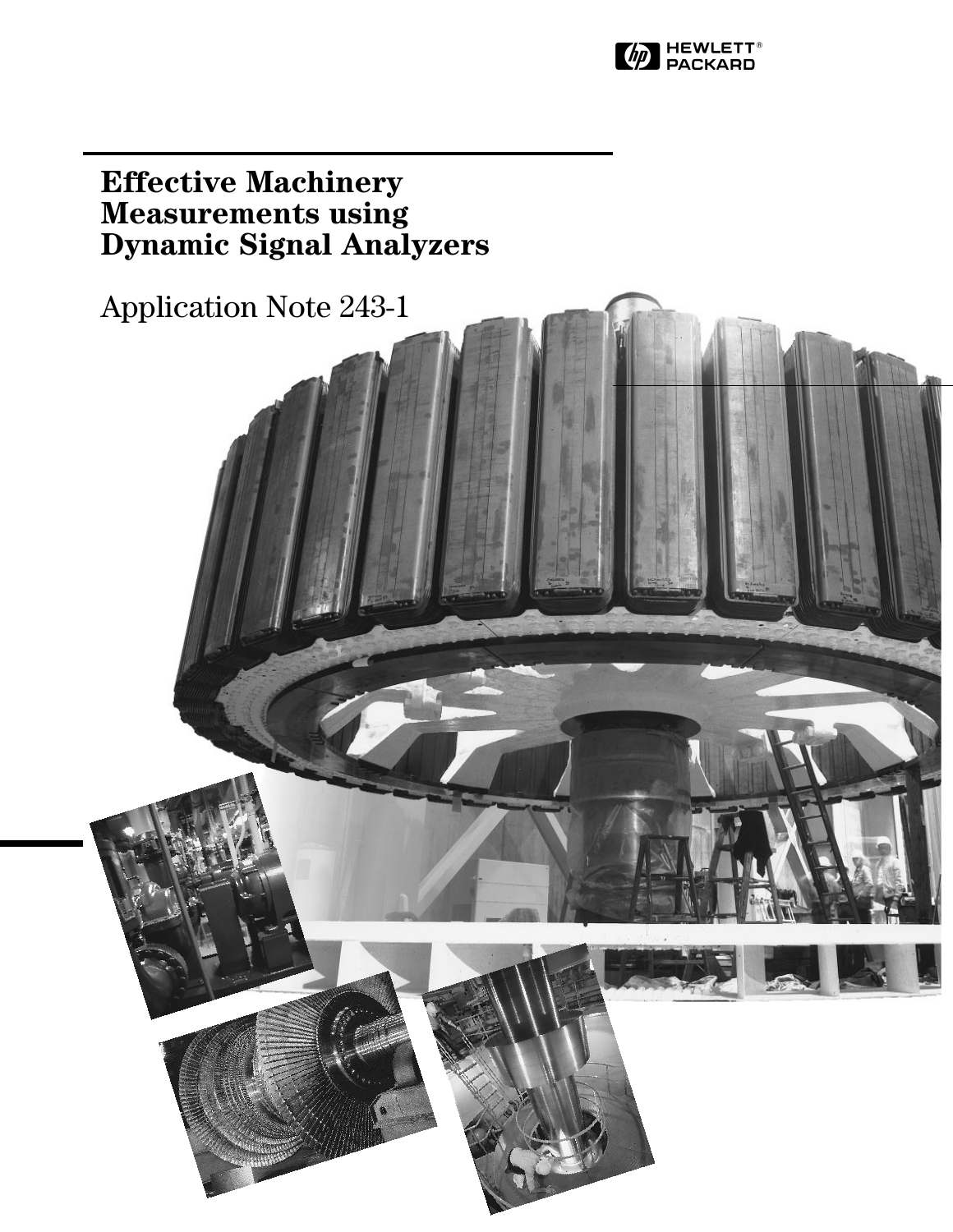HEWLETT® PACKARD

# Effective Machinery Measurements using Dynamic Signal Analyzers

Application Note 243-1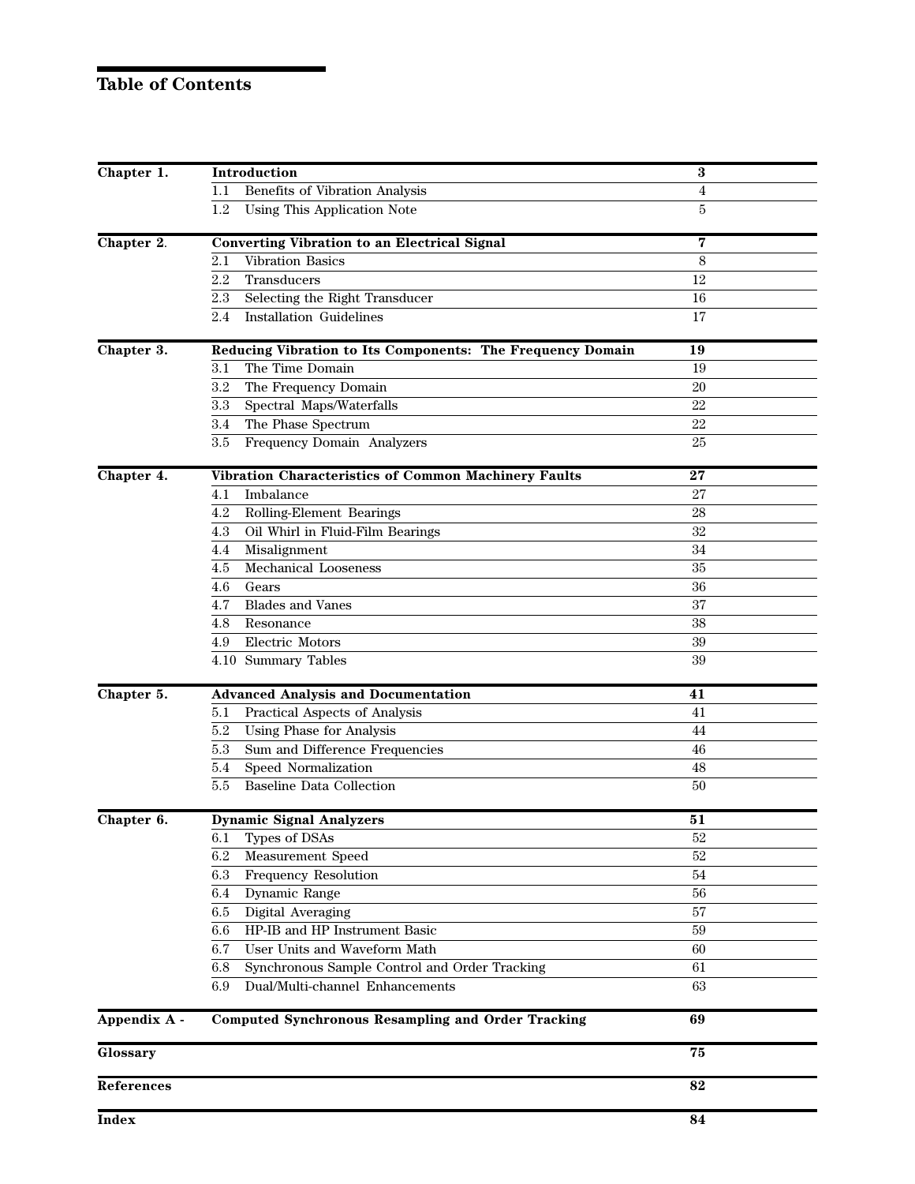# Table of Contents

| | | |
|---|---|---|
| **Chapter 1.** | **Introduction** | **3** |
| | 1.1 Benefits of Vibration Analysis | 4 |
| | 1.2 Using This Application Note | 5 |
| **Chapter 2.** | **Converting Vibration to an Electrical Signal** | **7** |
| | 2.1 Vibration Basics | 8 |
| | 2.2 Transducers | 12 |
| | 2.3 Selecting the Right Transducer | 16 |
| | 2.4 Installation Guidelines | 17 |
| **Chapter 3.** | **Reducing Vibration to Its Components: The Frequency Domain** | **19** |
| | 3.1 The Time Domain | 19 |
| | 3.2 The Frequency Domain | 20 |
| | 3.3 Spectral Maps/Waterfalls | 22 |
| | 3.4 The Phase Spectrum | 22 |
| | 3.5 Frequency Domain Analyzers | 25 |
| **Chapter 4.** | **Vibration Characteristics of Common Machinery Faults** | **27** |
| | 4.1 Imbalance | 27 |
| | 4.2 Rolling-Element Bearings | 28 |
| | 4.3 Oil Whirl in Fluid-Film Bearings | 32 |
| | 4.4 Misalignment | 34 |
| | 4.5 Mechanical Looseness | 35 |
| | 4.6 Gears | 36 |
| | 4.7 Blades and Vanes | 37 |
| | 4.8 Resonance | 38 |
| | 4.9 Electric Motors | 39 |
| | 4.10 Summary Tables | 39 |
| **Chapter 5.** | **Advanced Analysis and Documentation** | **41** |
| | 5.1 Practical Aspects of Analysis | 41 |
| | 5.2 Using Phase for Analysis | 44 |
| | 5.3 Sum and Difference Frequencies | 46 |
| | 5.4 Speed Normalization | 48 |
| | 5.5 Baseline Data Collection | 50 |
| **Chapter 6.** | **Dynamic Signal Analyzers** | **51** |
| | 6.1 Types of DSAs | 52 |
| | 6.2 Measurement Speed | 52 |
| | 6.3 Frequency Resolution | 54 |
| | 6.4 Dynamic Range | 56 |
| | 6.5 Digital Averaging | 57 |
| | 6.6 HP-IB and HP Instrument Basic | 59 |
| | 6.7 User Units and Waveform Math | 60 |
| | 6.8 Synchronous Sample Control and Order Tracking | 61 |
| | 6.9 Dual/Multi-channel Enhancements | 63 |
| **Appendix A -** | **Computed Synchronous Resampling and Order Tracking** | **69** |
| **Glossary** | | **75** |
| **References** | | **82** |
| **Index** | | **84** |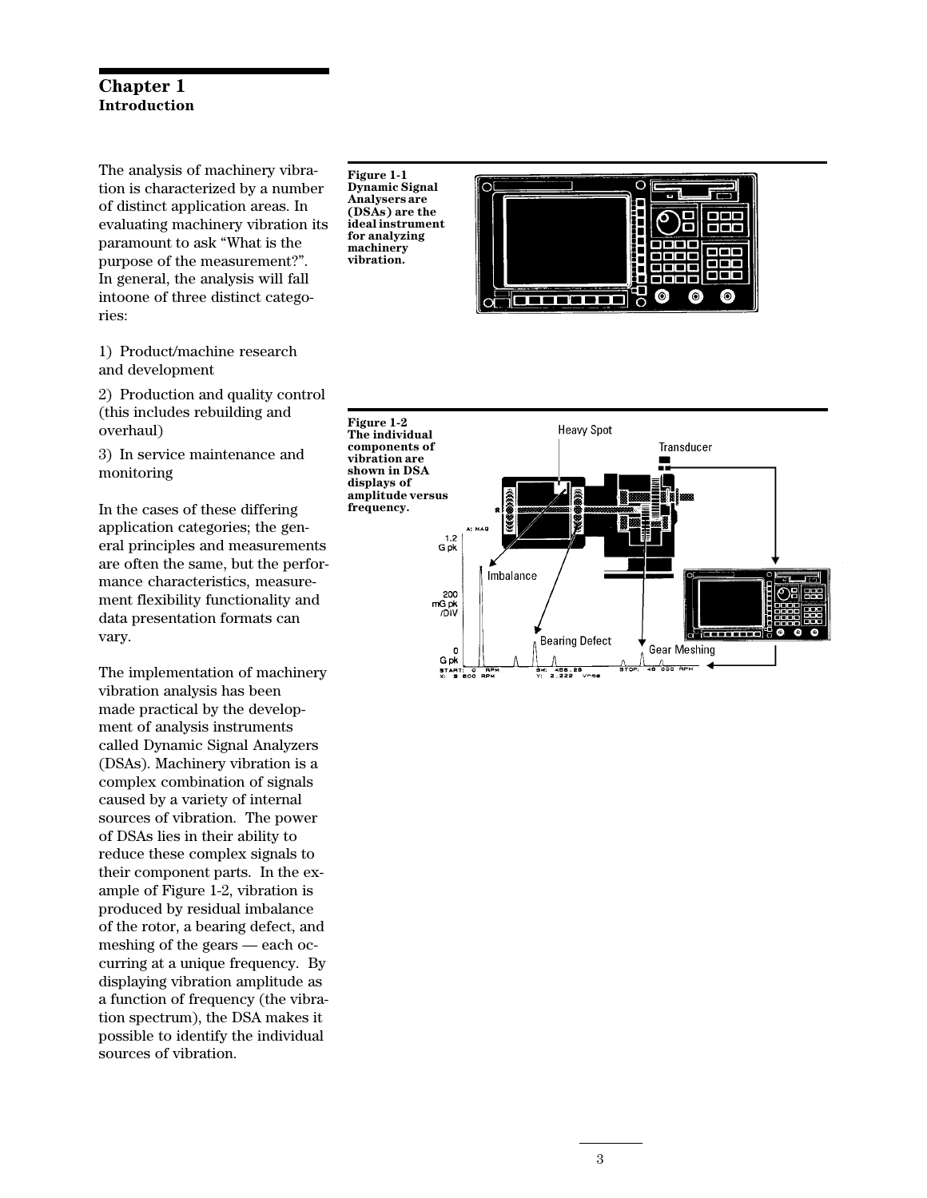# Chapter 1
## Introduction

The analysis of machinery vibration is characterized by a number of distinct application areas. In evaluating machinery vibration its paramount to ask “What is the purpose of the measurement?”. In general, the analysis will fall intoone of three distinct categories:

1) Product/machine research and development

2) Production and quality control (this includes rebuilding and overhaul)

3) In service maintenance and monitoring

In the cases of these differing application categories; the general principles and measurements are often the same, but the performance characteristics, measurement flexibility functionality and data presentation formats can vary.

The implementation of machinery vibration analysis has been made practical by the development of analysis instruments called Dynamic Signal Analyzers (DSAs). Machinery vibration is a complex combination of signals caused by a variety of internal sources of vibration. The power of DSAs lies in their ability to reduce these complex signals to their component parts. In the example of Figure 1-2, vibration is produced by residual imbalance of the rotor, a bearing defect, and meshing of the gears — each occurring at a unique frequency. By displaying vibration amplitude as a function of frequency (the vibration spectrum), the DSA makes it possible to identify the individual sources of vibration.

**Figure 1-1**
**Dynamic Signal Analysers are (DSAs) are the ideal instrument for analyzing machinery vibration.**

**Figure 1-2**
**The individual components of vibration are shown in DSA displays of amplitude versus frequency.**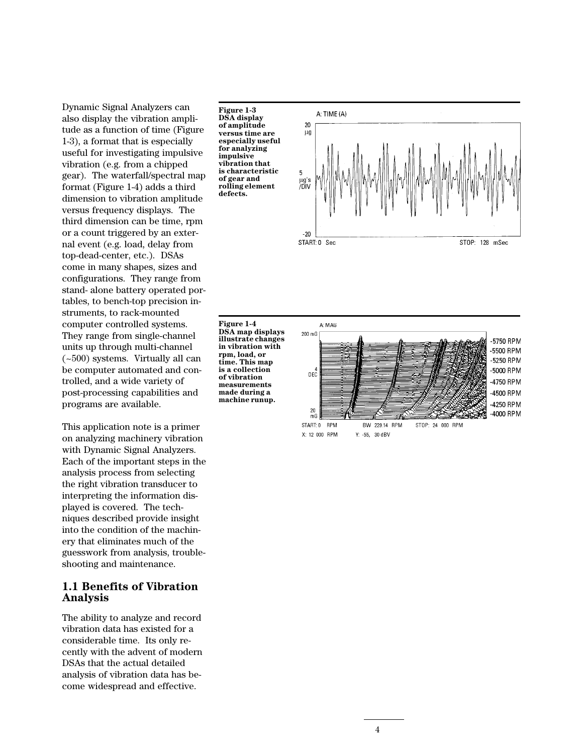Dynamic Signal Analyzers can also display the vibration amplitude as a function of time (Figure 1-3), a format that is especially useful for investigating impulsive vibration (e.g. from a chipped gear). The waterfall/spectral map format (Figure 1-4) adds a third dimension to vibration amplitude versus frequency displays. The third dimension can be time, rpm or a count triggered by an external event (e.g. load, delay from top-dead-center, etc.). DSAs come in many shapes, sizes and configurations. They range from stand- alone battery operated portables, to bench-top precision instruments, to rack-mounted computer controlled systems. They range from single-channel units up through multi-channel (~500) systems. Virtually all can be computer automated and controlled, and a wide variety of post-processing capabilities and programs are available.

This application note is a primer on analyzing machinery vibration with Dynamic Signal Analyzers. Each of the important steps in the analysis process from selecting the right vibration transducer to interpreting the information displayed is covered. The techniques described provide insight into the condition of the machinery that eliminates much of the guesswork from analysis, troubleshooting and maintenance.

**Figure 1-3**
**DSA display of amplitude versus time are especially useful for analyzing impulsive vibration that is characteristic of gear and rolling element defects.**

**Figure 1-4**
**DSA map displays illustrate changes in vibration with rpm, load, or time. This map is a collection of vibration measurements made during a machine runup.**

## 1.1 Benefits of Vibration Analysis

The ability to analyze and record vibration data has existed for a considerable time. Its only recently with the advent of modern DSAs that the actual detailed analysis of vibration data has become widespread and effective.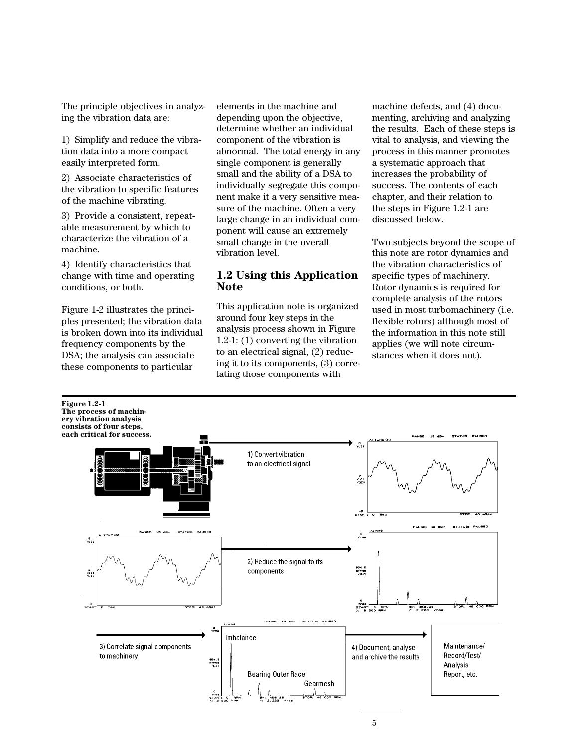The principle objectives in analyzing the vibration data are:

1) Simplify and reduce the vibration data into a more compact easily interpreted form.

2) Associate characteristics of the vibration to specific features of the machine vibrating.

3) Provide a consistent, repeatable measurement by which to characterize the vibration of a machine.

4) Identify characteristics that change with time and operating conditions, or both.

Figure 1-2 illustrates the principles presented; the vibration data is broken down into its individual frequency components by the DSA; the analysis can associate these components to particular elements in the machine and depending upon the objective, determine whether an individual component of the vibration is abnormal. The total energy in any single component is generally small and the ability of a DSA to individually segregate this component make it a very sensitive measure of the machine. Often a very large change in an individual component will cause an extremely small change in the overall vibration level.

## 1.2 Using this Application Note

This application note is organized around four key steps in the analysis process shown in Figure 1.2-1: (1) converting the vibration to an electrical signal, (2) reducing it to its components, (3) correlating those components with machine defects, and (4) documenting, archiving and analyzing the results. Each of these steps is vital to analysis, and viewing the process in this manner promotes a systematic approach that increases the probability of success. The contents of each chapter, and their relation to the steps in Figure 1.2-1 are discussed below.

Two subjects beyond the scope of this note are rotor dynamics and the vibration characteristics of specific types of machinery. Rotor dynamics is required for complete analysis of the rotors used in most turbomachinery (i.e. flexible rotors) although most of the information in this note still applies (we will note circumstances when it does not).

**Figure 1.2-1**
**The process of machinery vibration analysis consists of four steps, each critical for success.**

1) Convert vibration to an electrical signal

2) Reduce the signal to its components

3) Correlate signal components to machinery

Imbalance

Bearing Outer Race

Gearmesh

4) Document, analyse and archive the results

Maintenance/ Record/Test/ Analysis Report, etc.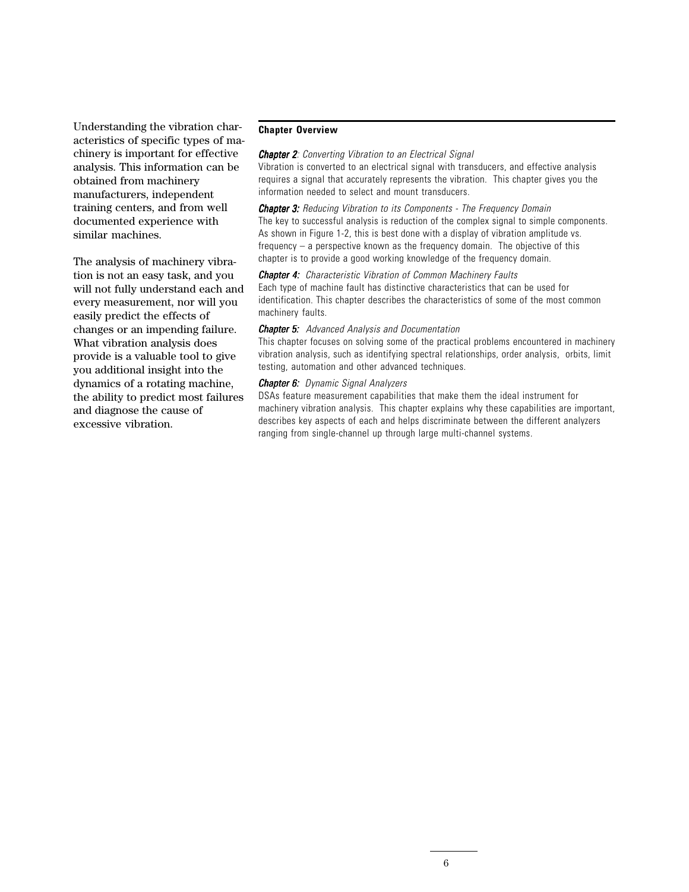Understanding the vibration characteristics of specific types of machinery is important for effective analysis. This information can be obtained from machinery manufacturers, independent training centers, and from well documented experience with similar machines.

The analysis of machinery vibration is not an easy task, and you will not fully understand each and every measurement, nor will you easily predict the effects of changes or an impending failure. What vibration analysis does provide is a valuable tool to give you additional insight into the dynamics of a rotating machine, the ability to predict most failures and diagnose the cause of excessive vibration.

**Chapter Overview**

***Chapter 2****: Converting Vibration to an Electrical Signal*
Vibration is converted to an electrical signal with transducers, and effective analysis requires a signal that accurately represents the vibration. This chapter gives you the information needed to select and mount transducers.

***Chapter 3:*** *Reducing Vibration to its Components - The Frequency Domain*
The key to successful analysis is reduction of the complex signal to simple components. As shown in Figure 1-2, this is best done with a display of vibration amplitude vs. frequency – a perspective known as the frequency domain. The objective of this chapter is to provide a good working knowledge of the frequency domain.

***Chapter 4:*** *Characteristic Vibration of Common Machinery Faults*
Each type of machine fault has distinctive characteristics that can be used for identification. This chapter describes the characteristics of some of the most common machinery faults.

***Chapter 5:*** *Advanced Analysis and Documentation*
This chapter focuses on solving some of the practical problems encountered in machinery vibration analysis, such as identifying spectral relationships, order analysis, orbits, limit testing, automation and other advanced techniques.

***Chapter 6:*** *Dynamic Signal Analyzers*
DSAs feature measurement capabilities that make them the ideal instrument for machinery vibration analysis. This chapter explains why these capabilities are important, describes key aspects of each and helps discriminate between the different analyzers ranging from single-channel up through large multi-channel systems.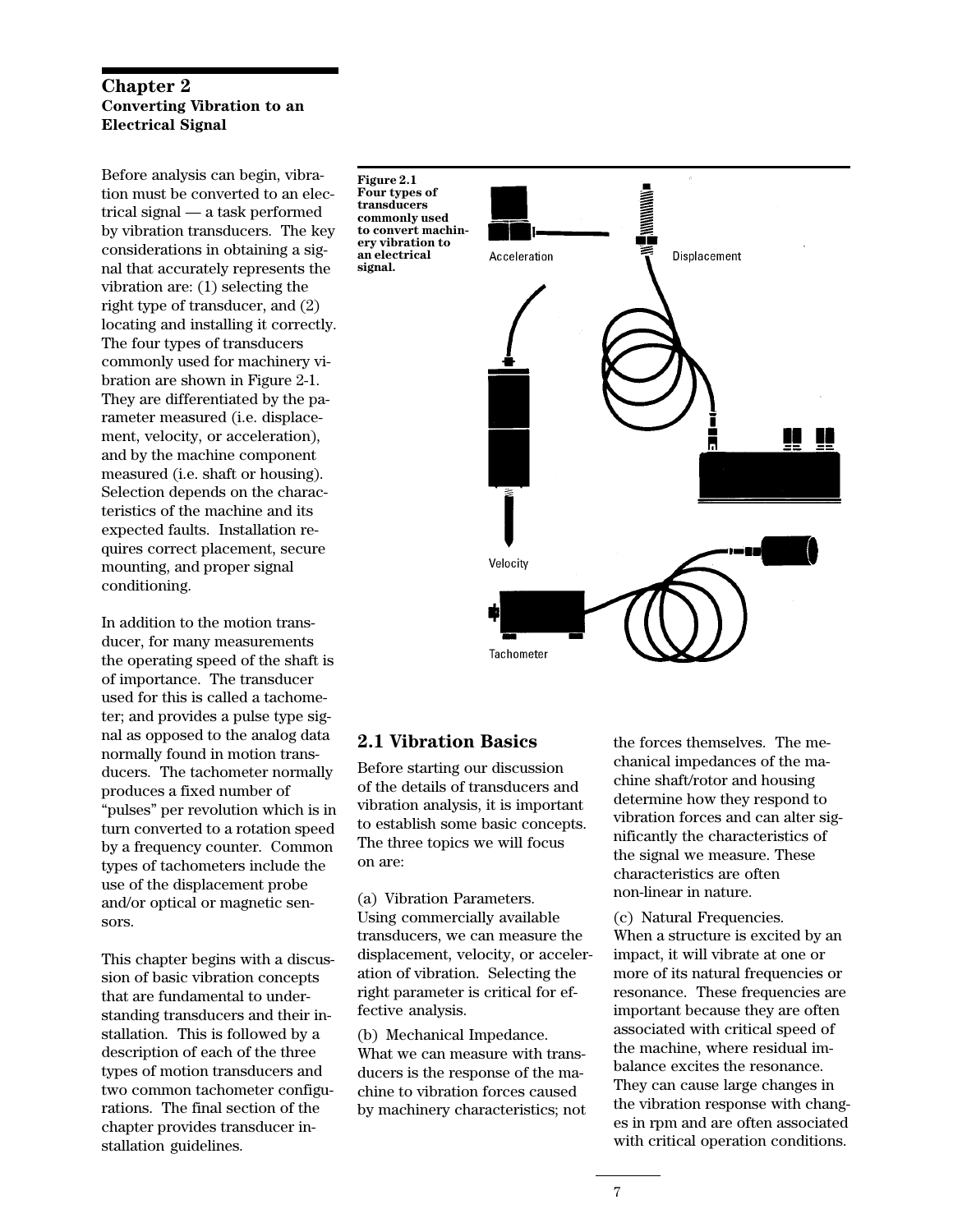# Chapter 2
## Converting Vibration to an Electrical Signal

Before analysis can begin, vibration must be converted to an electrical signal — a task performed by vibration transducers. The key considerations in obtaining a signal that accurately represents the vibration are: (1) selecting the right type of transducer, and (2) locating and installing it correctly. The four types of transducers commonly used for machinery vibration are shown in Figure 2-1. They are differentiated by the parameter measured (i.e. displacement, velocity, or acceleration), and by the machine component measured (i.e. shaft or housing). Selection depends on the characteristics of the machine and its expected faults. Installation requires correct placement, secure mounting, and proper signal conditioning.

In addition to the motion transducer, for many measurements the operating speed of the shaft is of importance. The transducer used for this is called a tachometer; and provides a pulse type signal as opposed to the analog data normally found in motion transducers. The tachometer normally produces a fixed number of "pulses" per revolution which is in turn converted to a rotation speed by a frequency counter. Common types of tachometers include the use of the displacement probe and/or optical or magnetic sensors.

This chapter begins with a discussion of basic vibration concepts that are fundamental to understanding transducers and their installation. This is followed by a description of each of the three types of motion transducers and two common tachometer configurations. The final section of the chapter provides transducer installation guidelines.

**Figure 2.1**
**Four types of transducers commonly used to convert machinery vibration to an electrical signal.**

Acceleration

Displacement

Velocity

Tachometer

## 2.1 Vibration Basics

Before starting our discussion of the details of transducers and vibration analysis, it is important to establish some basic concepts. The three topics we will focus on are:

(a) Vibration Parameters.
Using commercially available transducers, we can measure the displacement, velocity, or acceleration of vibration. Selecting the right parameter is critical for effective analysis.

(b) Mechanical Impedance.
What we can measure with transducers is the response of the machine to vibration forces caused by machinery characteristics; not the forces themselves. The mechanical impedances of the machine shaft/rotor and housing determine how they respond to vibration forces and can alter significantly the characteristics of the signal we measure. These characteristics are often non-linear in nature.

(c) Natural Frequencies.
When a structure is excited by an impact, it will vibrate at one or more of its natural frequencies or resonance. These frequencies are important because they are often associated with critical speed of the machine, where residual imbalance excites the resonance. They can cause large changes in the vibration response with changes in rpm and are often associated with critical operation conditions.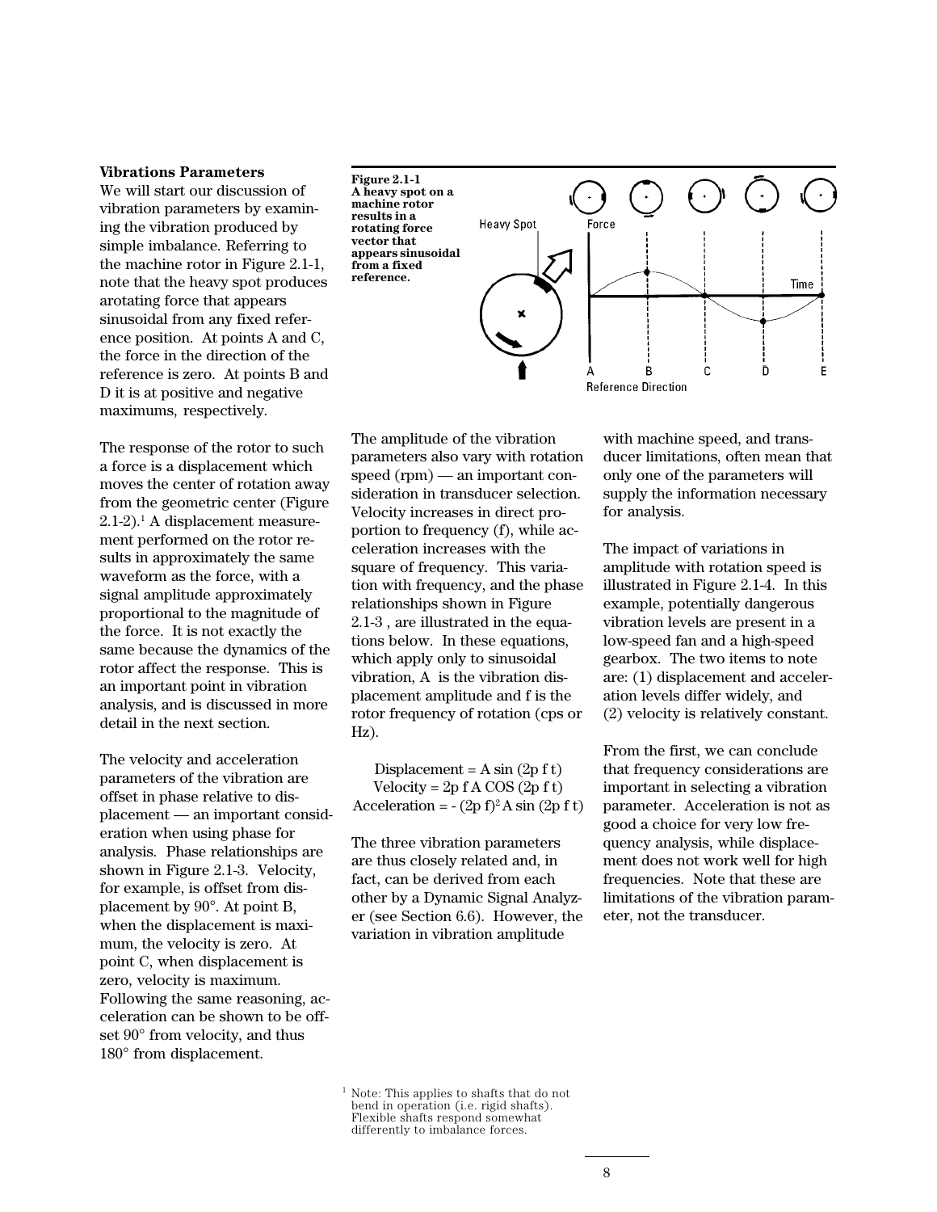**Vibrations Parameters**

We will start our discussion of vibration parameters by examining the vibration produced by simple imbalance. Referring to the machine rotor in Figure 2.1-1, note that the heavy spot produces arotating force that appears sinusoidal from any fixed reference position. At points A and C, the force in the direction of the reference is zero. At points B and D it is at positive and negative maximums, respectively.

**Figure 2.1-1 A heavy spot on a machine rotor results in a rotating force vector that appears sinusoidal from a fixed reference.**

The response of the rotor to such a force is a displacement which moves the center of rotation away from the geometric center (Figure 2.1-2).[1] A displacement measurement performed on the rotor results in approximately the same waveform as the force, with a signal amplitude approximately proportional to the magnitude of the force. It is not exactly the same because the dynamics of the rotor affect the response. This is an important point in vibration analysis, and is discussed in more detail in the next section.

The velocity and acceleration parameters of the vibration are offset in phase relative to displacement — an important consideration when using phase for analysis. Phase relationships are shown in Figure 2.1-3. Velocity, for example, is offset from displacement by 90°. At point B, when the displacement is maximum, the velocity is zero. At point C, when displacement is zero, velocity is maximum. Following the same reasoning, acceleration can be shown to be offset 90° from velocity, and thus 180° from displacement.

The amplitude of the vibration parameters also vary with rotation speed (rpm) — an important consideration in transducer selection. Velocity increases in direct proportion to frequency (f), while acceleration increases with the square of frequency. This variation with frequency, and the phase relationships shown in Figure 2.1-3 , are illustrated in the equations below. In these equations, which apply only to sinusoidal vibration, A is the vibration displacement amplitude and f is the rotor frequency of rotation (cps or Hz).

$$\text{Displacement} = A \sin(2\pi f t)$$
$$\text{Velocity} = 2\pi f A \cos(2\pi f t)$$
$$\text{Acceleration} = -(2\pi f)^2 A \sin(2\pi f t)$$

The three vibration parameters are thus closely related and, in fact, can be derived from each other by a Dynamic Signal Analyzer (see Section 6.6). However, the variation in vibration amplitude with machine speed, and transducer limitations, often mean that only one of the parameters will supply the information necessary for analysis.

The impact of variations in amplitude with rotation speed is illustrated in Figure 2.1-4. In this example, potentially dangerous vibration levels are present in a low-speed fan and a high-speed gearbox. The two items to note are: (1) displacement and acceleration levels differ widely, and (2) velocity is relatively constant.

From the first, we can conclude that frequency considerations are important in selecting a vibration parameter. Acceleration is not as good a choice for very low frequency analysis, while displacement does not work well for high frequencies. Note that these are limitations of the vibration parameter, not the transducer.

[1] Note: This applies to shafts that do not bend in operation (i.e. rigid shafts). Flexible shafts respond somewhat differently to imbalance forces.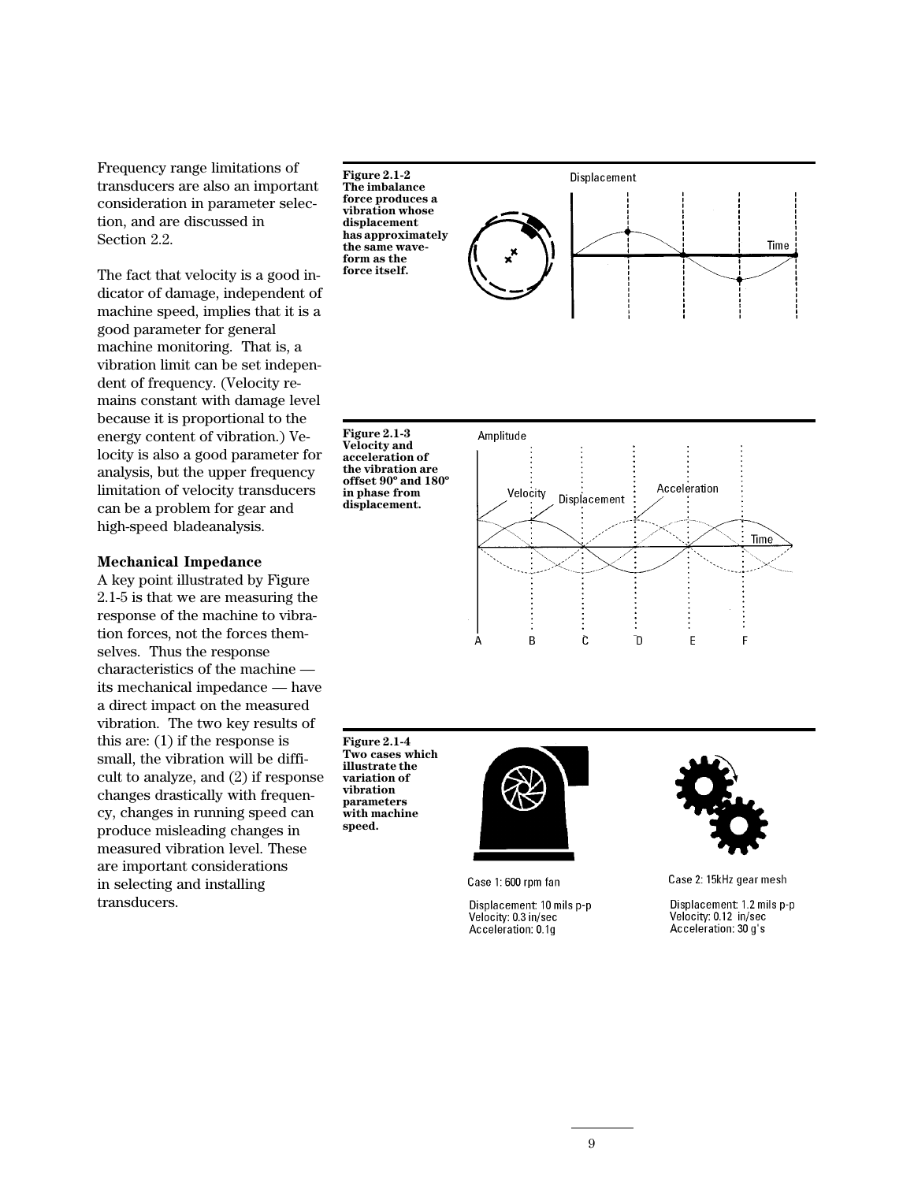Frequency range limitations of transducers are also an important consideration in parameter selection, and are discussed in Section 2.2.

The fact that velocity is a good indicator of damage, independent of machine speed, implies that it is a good parameter for general machine monitoring. That is, a vibration limit can be set independent of frequency. (Velocity remains constant with damage level because it is proportional to the energy content of vibration.) Velocity is also a good parameter for analysis, but the upper frequency limitation of velocity transducers can be a problem for gear and high-speed bladeanalysis.

**Mechanical Impedance**

A key point illustrated by Figure 2.1-5 is that we are measuring the response of the machine to vibration forces, not the forces themselves. Thus the response characteristics of the machine — its mechanical impedance — have a direct impact on the measured vibration. The two key results of this are: (1) if the response is small, the vibration will be difficult to analyze, and (2) if response changes drastically with frequency, changes in running speed can produce misleading changes in measured vibration level. These are important considerations in selecting and installing transducers.

**Figure 2.1-2** The imbalance force produces a vibration whose displacement has approximately the same waveform as the force itself.

**Figure 2.1-3** Velocity and acceleration of the vibration are offset 90º and 180º in phase from displacement.

**Figure 2.1-4** Two cases which illustrate the variation of vibration parameters with machine speed.

Case 1: 600 rpm fan

Displacement: 10 mils p-p
Velocity: 0.3 in/sec
Acceleration: 0.1g

Case 2: 15kHz gear mesh

Displacement: 1.2 mils p-p
Velocity: 0.12 in/sec
Acceleration: 30 g's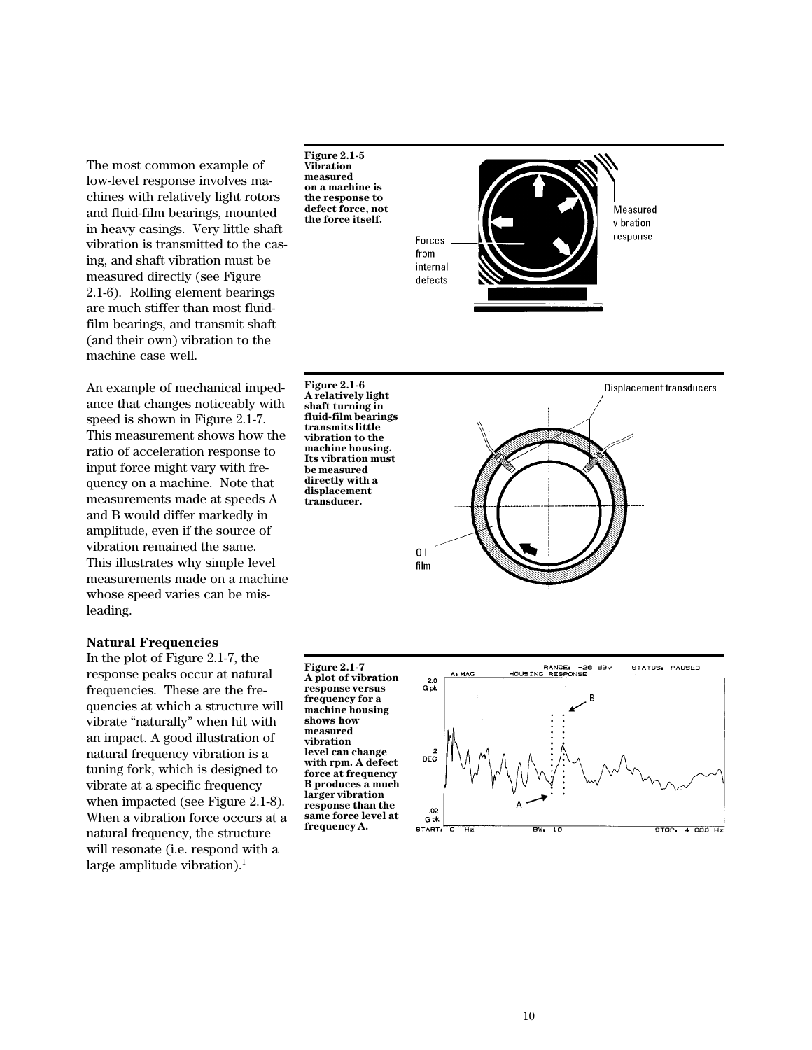The most common example of low-level response involves machines with relatively light rotors and fluid-film bearings, mounted in heavy casings. Very little shaft vibration is transmitted to the casing, and shaft vibration must be measured directly (see Figure 2.1-6). Rolling element bearings are much stiffer than most fluid-film bearings, and transmit shaft (and their own) vibration to the machine case well.

An example of mechanical impedance that changes noticeably with speed is shown in Figure 2.1-7. This measurement shows how the ratio of acceleration response to input force might vary with frequency on a machine. Note that measurements made at speeds A and B would differ markedly in amplitude, even if the source of vibration remained the same. This illustrates why simple level measurements made on a machine whose speed varies can be misleading.

**Figure 2.1-5**
**Vibration measured on a machine is the response to defect force, not the force itself.**

**Figure 2.1-6**
**A relatively light shaft turning in fluid-film bearings transmits little vibration to the machine housing. Its vibration must be measured directly with a displacement transducer.**

### Natural Frequencies

In the plot of Figure 2.1-7, the response peaks occur at natural frequencies. These are the frequencies at which a structure will vibrate "naturally" when hit with an impact. A good illustration of natural frequency vibration is a tuning fork, which is designed to vibrate at a specific frequency when impacted (see Figure 2.1-8). When a vibration force occurs at a natural frequency, the structure will resonate (i.e. respond with a large amplitude vibration).[1]

**Figure 2.1-7**
**A plot of vibration response versus frequency for a machine housing shows how measured vibration level can change with rpm. A defect force at frequency B produces a much larger vibration response than the same force level at frequency A.**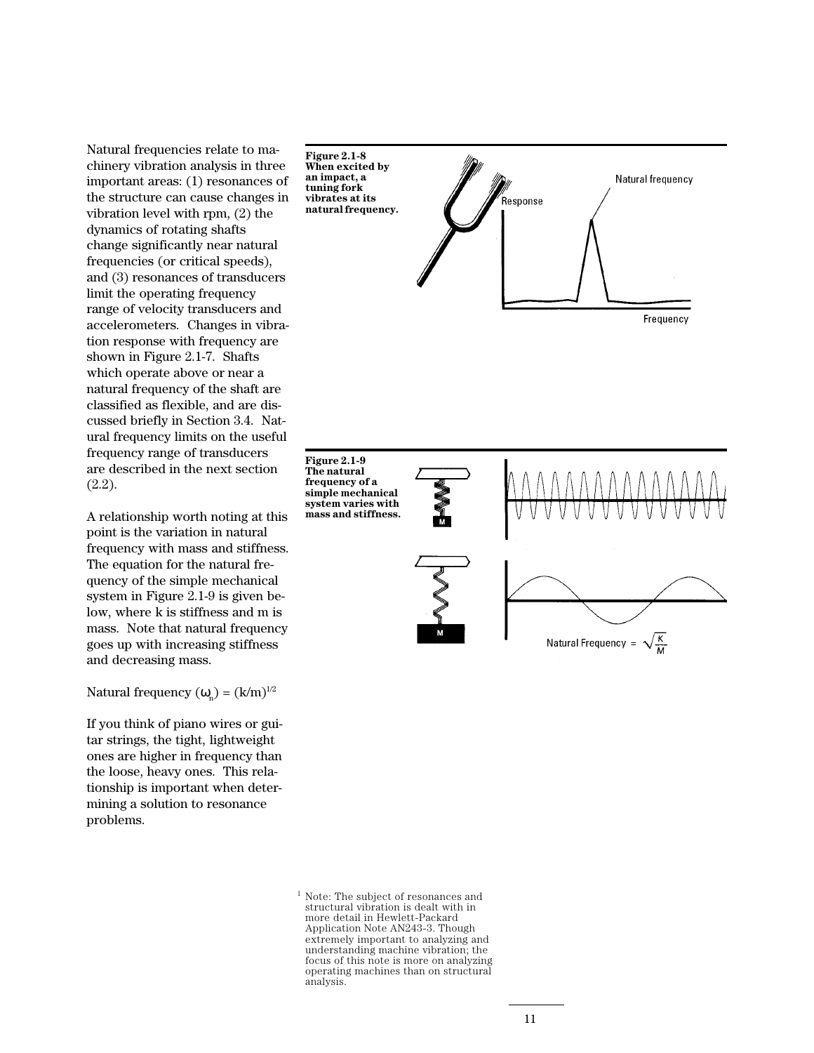Natural frequencies relate to machinery vibration analysis in three important areas: (1) resonances of the structure can cause changes in vibration level with rpm, (2) the dynamics of rotating shafts change significantly near natural frequencies (or critical speeds), and (3) resonances of transducers limit the operating frequency range of velocity transducers and accelerometers. Changes in vibration response with frequency are shown in Figure 2.1-7. Shafts which operate above or near a natural frequency of the shaft are classified as flexible, and are discussed briefly in Section 3.4. Natural frequency limits on the useful frequency range of transducers are described in the next section (2.2).

A relationship worth noting at this point is the variation in natural frequency with mass and stiffness. The equation for the natural frequency of the simple mechanical system in Figure 2.1-9 is given below, where k is stiffness and m is mass. Note that natural frequency goes up with increasing stiffness and decreasing mass.

Natural frequency ($\omega_n$) = $(k/m)^{1/2}$

If you think of piano wires or guitar strings, the tight, lightweight ones are higher in frequency than the loose, heavy ones. This relationship is important when determining a solution to resonance problems.

**Figure 2.1-8 When excited by an impact, a tuning fork vibrates at its natural frequency.**

**Figure 2.1-9 The natural frequency of a simple mechanical system varies with mass and stiffness.**

Natural Frequency = $\sqrt{\frac{K}{M}}$

[1] Note: The subject of resonances and structural vibration is dealt with in more detail in Hewlett-Packard Application Note AN243-3. Though extremely important to analyzing and understanding machine vibration; the focus of this note is more on analyzing operating machines than on structural analysis.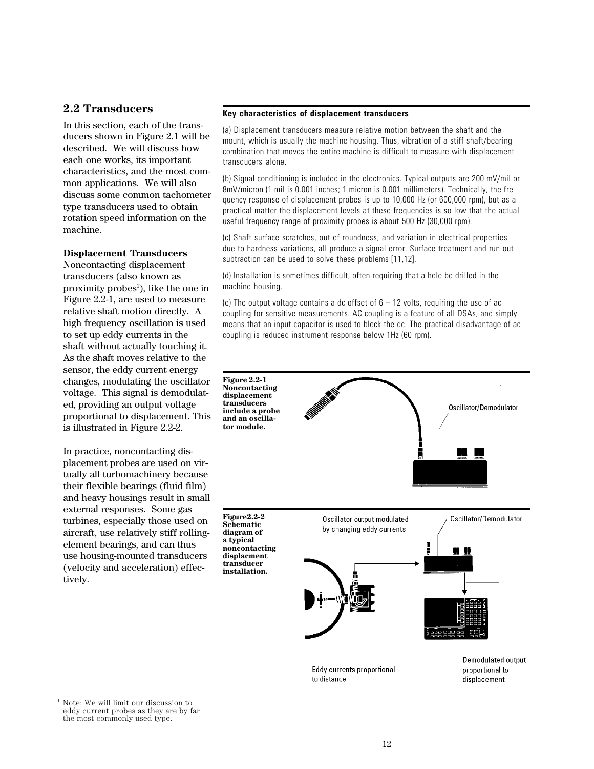## 2.2 Transducers

In this section, each of the transducers shown in Figure 2.1 will be described. We will discuss how each one works, its important characteristics, and the most common applications. We will also discuss some common tachometer type transducers used to obtain rotation speed information on the machine.

**Displacement Transducers**

Noncontacting displacement transducers (also known as proximity probes[1]), like the one in Figure 2.2-1, are used to measure relative shaft motion directly. A high frequency oscillation is used to set up eddy currents in the shaft without actually touching it. As the shaft moves relative to the sensor, the eddy current energy changes, modulating the oscillator voltage. This signal is demodulated, providing an output voltage proportional to displacement. This is illustrated in Figure 2.2-2.

In practice, noncontacting displacement probes are used on virtually all turbomachinery because their flexible bearings (fluid film) and heavy housings result in small external responses. Some gas turbines, especially those used on aircraft, use relatively stiff rolling-element bearings, and can thus use housing-mounted transducers (velocity and acceleration) effectively.

[1] Note: We will limit our discussion to eddy current probes as they are by far the most commonly used type.

**Key characteristics of displacement transducers**

(a) Displacement transducers measure relative motion between the shaft and the mount, which is usually the machine housing. Thus, vibration of a stiff shaft/bearing combination that moves the entire machine is difficult to measure with displacement transducers alone.

(b) Signal conditioning is included in the electronics. Typical outputs are 200 mV/mil or 8mV/micron (1 mil is 0.001 inches; 1 micron is 0.001 millimeters). Technically, the frequency response of displacement probes is up to 10,000 Hz (or 600,000 rpm), but as a practical matter the displacement levels at these frequencies is so low that the actual useful frequency range of proximity probes is about 500 Hz (30,000 rpm).

(c) Shaft surface scratches, out-of-roundness, and variation in electrical properties due to hardness variations, all produce a signal error. Surface treatment and run-out subtraction can be used to solve these problems [11,12].

(d) Installation is sometimes difficult, often requiring that a hole be drilled in the machine housing.

(e) The output voltage contains a dc offset of 6 – 12 volts, requiring the use of ac coupling for sensitive measurements. AC coupling is a feature of all DSAs, and simply means that an input capacitor is used to block the dc. The practical disadvantage of ac coupling is reduced instrument response below 1Hz (60 rpm).

**Figure 2.2-1 Noncontacting displacement transducers include a probe and an oscillator module.**

Oscillator/Demodulator

**Figure2.2-2 Schematic diagram of a typical noncontacting displacment transducer installation.**

Oscillator output modulated by changing eddy currents

Oscillator/Demodulator

Eddy currents proportional to distance

Demodulated output proportional to displacement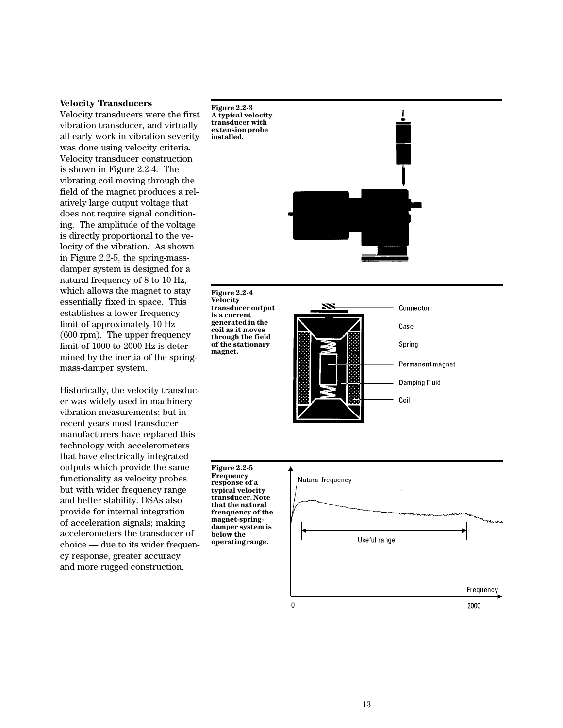### Velocity Transducers

Velocity transducers were the first vibration transducer, and virtually all early work in vibration severity was done using velocity criteria. Velocity transducer construction is shown in Figure 2.2-4. The vibrating coil moving through the field of the magnet produces a relatively large output voltage that does not require signal conditioning. The amplitude of the voltage is directly proportional to the velocity of the vibration. As shown in Figure 2.2-5, the spring-mass-damper system is designed for a natural frequency of 8 to 10 Hz, which allows the magnet to stay essentially fixed in space. This establishes a lower frequency limit of approximately 10 Hz (600 rpm). The upper frequency limit of 1000 to 2000 Hz is determined by the inertia of the spring-mass-damper system.

Historically, the velocity transducer was widely used in machinery vibration measurements; but in recent years most transducer manufacturers have replaced this technology with accelerometers that have electrically integrated outputs which provide the same functionality as velocity probes but with wider frequency range and better stability. DSAs also provide for internal integration of acceleration signals; making accelerometers the transducer of choice — due to its wider frequency response, greater accuracy and more rugged construction.

**Figure 2.2-3 A typical velocity transducer with extension probe installed.**

**Figure 2.2-4 Velocity transducer output is a current generated in the coil as it moves through the field of the stationary magnet.**

Connector
Case
Spring
Permanent magnet
Damping Fluid
Coil

**Figure 2.2-5 Frequency response of a typical velocity transducer. Note that the natural frenquency of the magnet-spring-damper system is below the operating range.**

Natural frequency
Useful range
Frequency
0
2000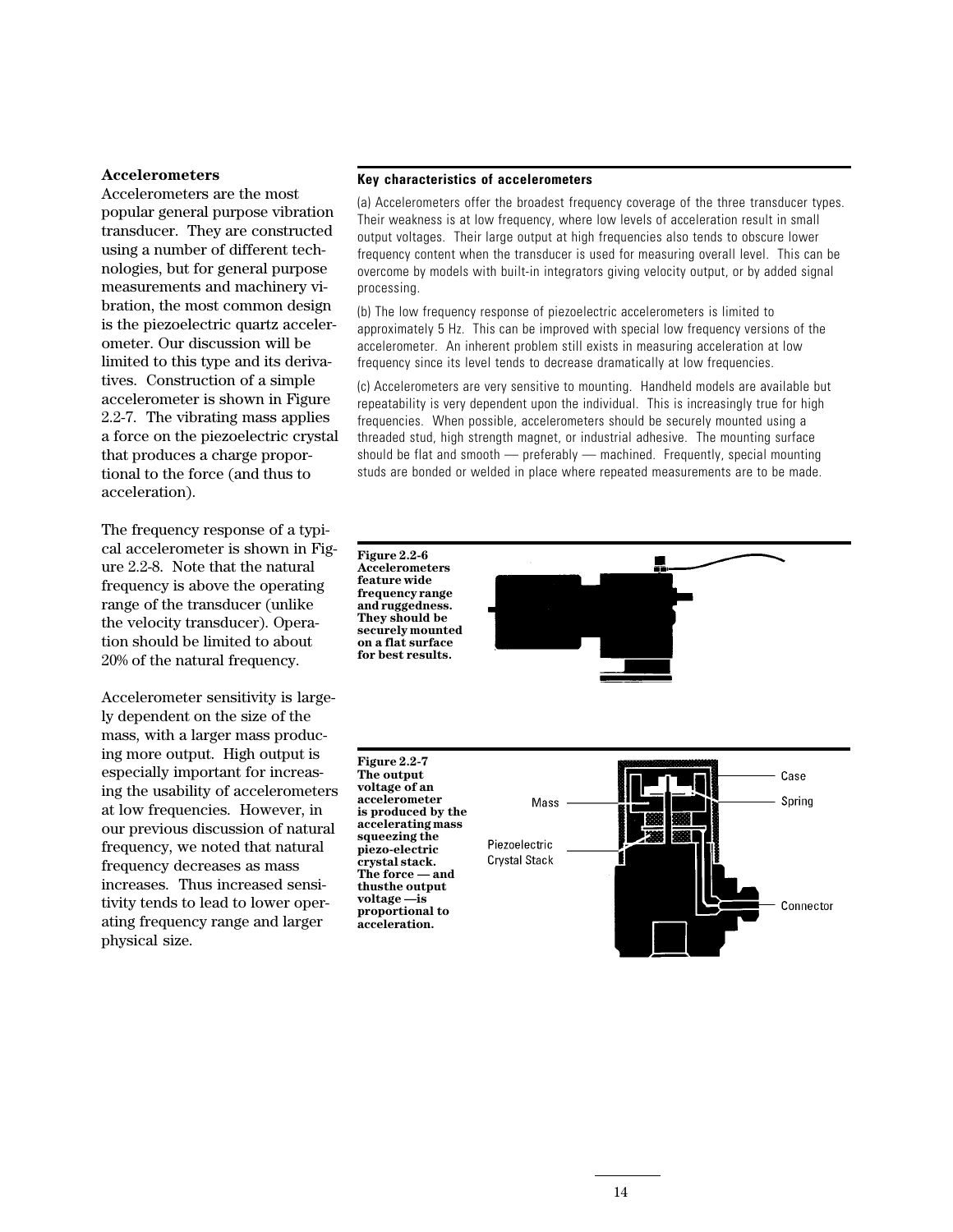### Accelerometers

Accelerometers are the most popular general purpose vibration transducer. They are constructed using a number of different technologies, but for general purpose measurements and machinery vibration, the most common design is the piezoelectric quartz accelerometer. Our discussion will be limited to this type and its derivatives. Construction of a simple accelerometer is shown in Figure 2.2-7. The vibrating mass applies a force on the piezoelectric crystal that produces a charge proportional to the force (and thus to acceleration).

The frequency response of a typical accelerometer is shown in Figure 2.2-8. Note that the natural frequency is above the operating range of the transducer (unlike the velocity transducer). Operation should be limited to about 20% of the natural frequency.

Accelerometer sensitivity is largely dependent on the size of the mass, with a larger mass producing more output. High output is especially important for increasing the usability of accelerometers at low frequencies. However, in our previous discussion of natural frequency, we noted that natural frequency decreases as mass increases. Thus increased sensitivity tends to lead to lower operating frequency range and larger physical size.

**Key characteristics of accelerometers**

(a) Accelerometers offer the broadest frequency coverage of the three transducer types. Their weakness is at low frequency, where low levels of acceleration result in small output voltages. Their large output at high frequencies also tends to obscure lower frequency content when the transducer is used for measuring overall level. This can be overcome by models with built-in integrators giving velocity output, or by added signal processing.

(b) The low frequency response of piezoelectric accelerometers is limited to approximately 5 Hz. This can be improved with special low frequency versions of the accelerometer. An inherent problem still exists in measuring acceleration at low frequency since its level tends to decrease dramatically at low frequencies.

(c) Accelerometers are very sensitive to mounting. Handheld models are available but repeatability is very dependent upon the individual. This is increasingly true for high frequencies. When possible, accelerometers should be securely mounted using a threaded stud, high strength magnet, or industrial adhesive. The mounting surface should be flat and smooth — preferably — machined. Frequently, special mounting studs are bonded or welded in place where repeated measurements are to be made.

**Figure 2.2-6 Accelerometers feature wide frequency range and ruggedness. They should be securely mounted on a flat surface for best results.**

**Figure 2.2-7 The output voltage of an accelerometer is produced by the accelerating mass squeezing the piezo-electric crystal stack. The force — and thusthe output voltage —is proportional to acceleration.**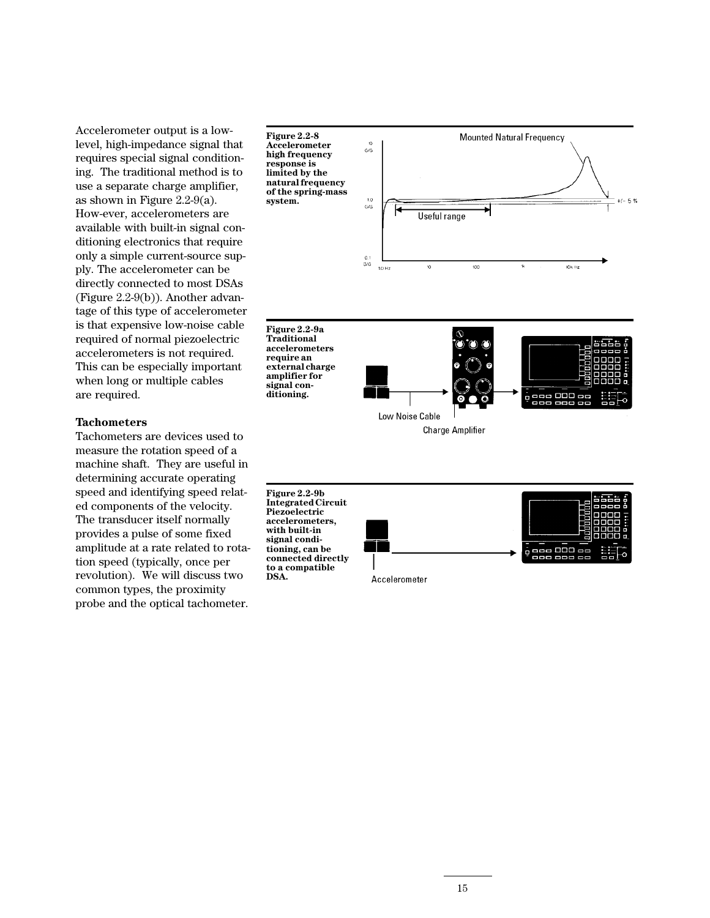Accelerometer output is a low-level, high-impedance signal that requires special signal conditioning. The traditional method is to use a separate charge amplifier, as shown in Figure 2.2-9(a). How-ever, accelerometers are available with built-in signal conditioning electronics that require only a simple current-source supply. The accelerometer can be directly connected to most DSAs (Figure 2.2-9(b)). Another advantage of this type of accelerometer is that expensive low-noise cable required of normal piezoelectric accelerometers is not required. This can be especially important when long or multiple cables are required.

**Figure 2.2-8 Accelerometer high frequency response is limited by the natural frequency of the spring-mass system.**

**Figure 2.2-9a Traditional accelerometers require an external charge amplifier for signal conditioning.**

**Figure 2.2-9b Integrated Circuit Piezoelectric accelerometers, with built-in signal conditioning, can be connected directly to a compatible DSA.**

### Tachometers

Tachometers are devices used to measure the rotation speed of a machine shaft. They are useful in determining accurate operating speed and identifying speed related components of the velocity. The transducer itself normally provides a pulse of some fixed amplitude at a rate related to rotation speed (typically, once per revolution). We will discuss two common types, the proximity probe and the optical tachometer.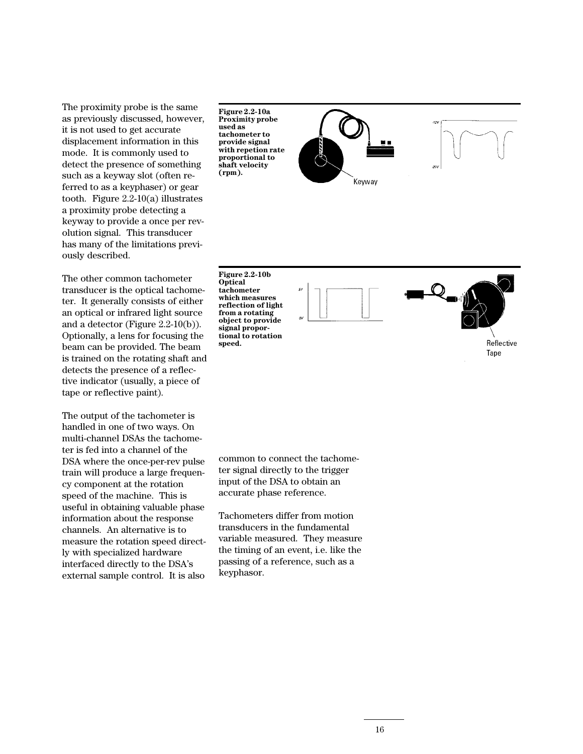The proximity probe is the same as previously discussed, however, it is not used to get accurate displacement information in this mode. It is commonly used to detect the presence of something such as a keyway slot (often referred to as a keyphaser) or gear tooth. Figure 2.2-10(a) illustrates a proximity probe detecting a keyway to provide a once per revolution signal. This transducer has many of the limitations previously described.

**Figure 2.2-10a Proximity probe used as tachometer to provide signal with repetion rate proportional to shaft velocity (rpm).**

The other common tachometer transducer is the optical tachometer. It generally consists of either an optical or infrared light source and a detector (Figure 2.2-10(b)). Optionally, a lens for focusing the beam can be provided. The beam is trained on the rotating shaft and detects the presence of a reflective indicator (usually, a piece of tape or reflective paint).

**Figure 2.2-10b Optical tachometer which measures reflection of light from a rotating object to provide signal proportional to rotation speed.**

The output of the tachometer is handled in one of two ways. On multi-channel DSAs the tachometer is fed into a channel of the DSA where the once-per-rev pulse train will produce a large frequency component at the rotation speed of the machine. This is useful in obtaining valuable phase information about the response channels. An alternative is to measure the rotation speed directly with specialized hardware interfaced directly to the DSA's external sample control. It is also common to connect the tachometer signal directly to the trigger input of the DSA to obtain an accurate phase reference.

Tachometers differ from motion transducers in the fundamental variable measured. They measure the timing of an event, i.e. like the passing of a reference, such as a keyphasor.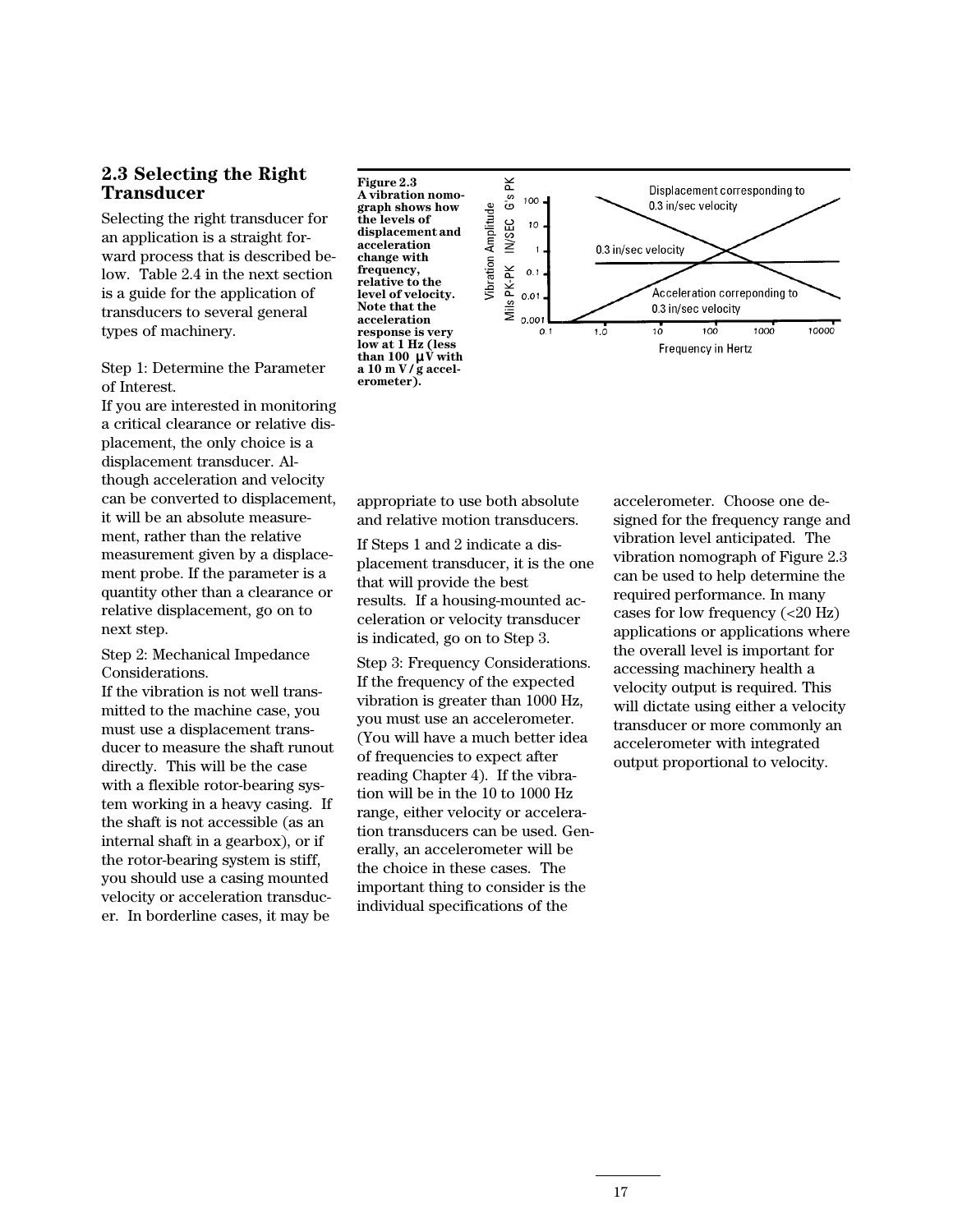## 2.3 Selecting the Right Transducer

Selecting the right transducer for an application is a straight forward process that is described below. Table 2.4 in the next section is a guide for the application of transducers to several general types of machinery.

Step 1: Determine the Parameter of Interest.
If you are interested in monitoring a critical clearance or relative displacement, the only choice is a displacement transducer. Although acceleration and velocity can be converted to displacement, it will be an absolute measurement, rather than the relative measurement given by a displacement probe. If the parameter is a quantity other than a clearance or relative displacement, go on to next step.

Step 2: Mechanical Impedance Considerations.
If the vibration is not well transmitted to the machine case, you must use a displacement transducer to measure the shaft runout directly. This will be the case with a flexible rotor-bearing system working in a heavy casing. If the shaft is not accessible (as an internal shaft in a gearbox), or if the rotor-bearing system is stiff, you should use a casing mounted velocity or acceleration transducer. In borderline cases, it may be appropriate to use both absolute and relative motion transducers.

If Steps 1 and 2 indicate a displacement transducer, it is the one that will provide the best results. If a housing-mounted acceleration or velocity transducer is indicated, go on to Step 3.

Step 3: Frequency Considerations.
If the frequency of the expected vibration is greater than 1000 Hz, you must use an accelerometer. (You will have a much better idea of frequencies to expect after reading Chapter 4). If the vibration will be in the 10 to 1000 Hz range, either velocity or acceleration transducers can be used. Generally, an accelerometer will be the choice in these cases. The important thing to consider is the individual specifications of the accelerometer. Choose one designed for the frequency range and vibration level anticipated. The vibration nomograph of Figure 2.3 can be used to help determine the required performance. In many cases for low frequency (<20 Hz) applications or applications where the overall level is important for accessing machinery health a velocity output is required. This will dictate using either a velocity transducer or more commonly an accelerometer with integrated output proportional to velocity.

**Figure 2.3**
**A vibration nomograph shows how the levels of displacement and acceleration change with frequency, relative to the level of velocity. Note that the acceleration response is very low at 1 Hz (less than 100 µV with a 10 mV/g accelerometer).**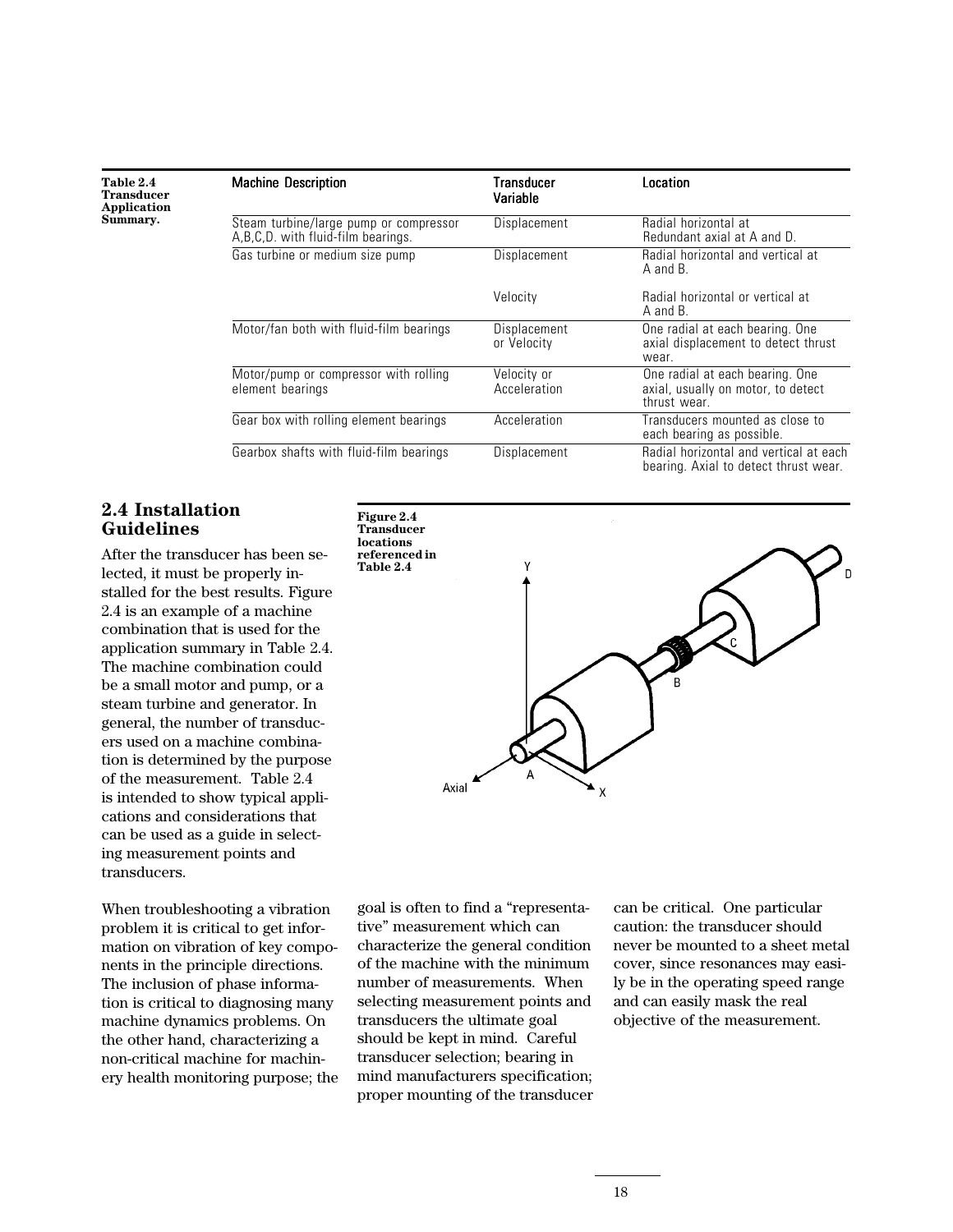**Table 2.4 Transducer Application Summary.**

| Machine Description | Transducer Variable | Location |
|---|---|---|
| Steam turbine/large pump or compressor A,B,C,D. with fluid-film bearings. | Displacement | Radial horizontal at Redundant axial at A and D. |
| Gas turbine or medium size pump | Displacement | Radial horizontal and vertical at A and B. |
| | Velocity | Radial horizontal or vertical at A and B. |
| Motor/fan both with fluid-film bearings | Displacement or Velocity | One radial at each bearing. One axial displacement to detect thrust wear. |
| Motor/pump or compressor with rolling element bearings | Velocity or Acceleration | One radial at each bearing. One axial, usually on motor, to detect thrust wear. |
| Gear box with rolling element bearings | Acceleration | Transducers mounted as close to each bearing as possible. |
| Gearbox shafts with fluid-film bearings | Displacement | Radial horizontal and vertical at each bearing. Axial to detect thrust wear. |

## 2.4 Installation Guidelines

After the transducer has been selected, it must be properly installed for the best results. Figure 2.4 is an example of a machine combination that is used for the application summary in Table 2.4. The machine combination could be a small motor and pump, or a steam turbine and generator. In general, the number of transducers used on a machine combination is determined by the purpose of the measurement. Table 2.4 is intended to show typical applications and considerations that can be used as a guide in selecting measurement points and transducers.

**Figure 2.4 Transducer locations referenced in Table 2.4**

When troubleshooting a vibration problem it is critical to get information on vibration of key components in the principle directions. The inclusion of phase information is critical to diagnosing many machine dynamics problems. On the other hand, characterizing a non-critical machine for machinery health monitoring purpose; the goal is often to find a "representative" measurement which can characterize the general condition of the machine with the minimum number of measurements. When selecting measurement points and transducers the ultimate goal should be kept in mind. Careful transducer selection; bearing in mind manufacturers specification; proper mounting of the transducer can be critical. One particular caution: the transducer should never be mounted to a sheet metal cover, since resonances may easily be in the operating speed range and can easily mask the real objective of the measurement.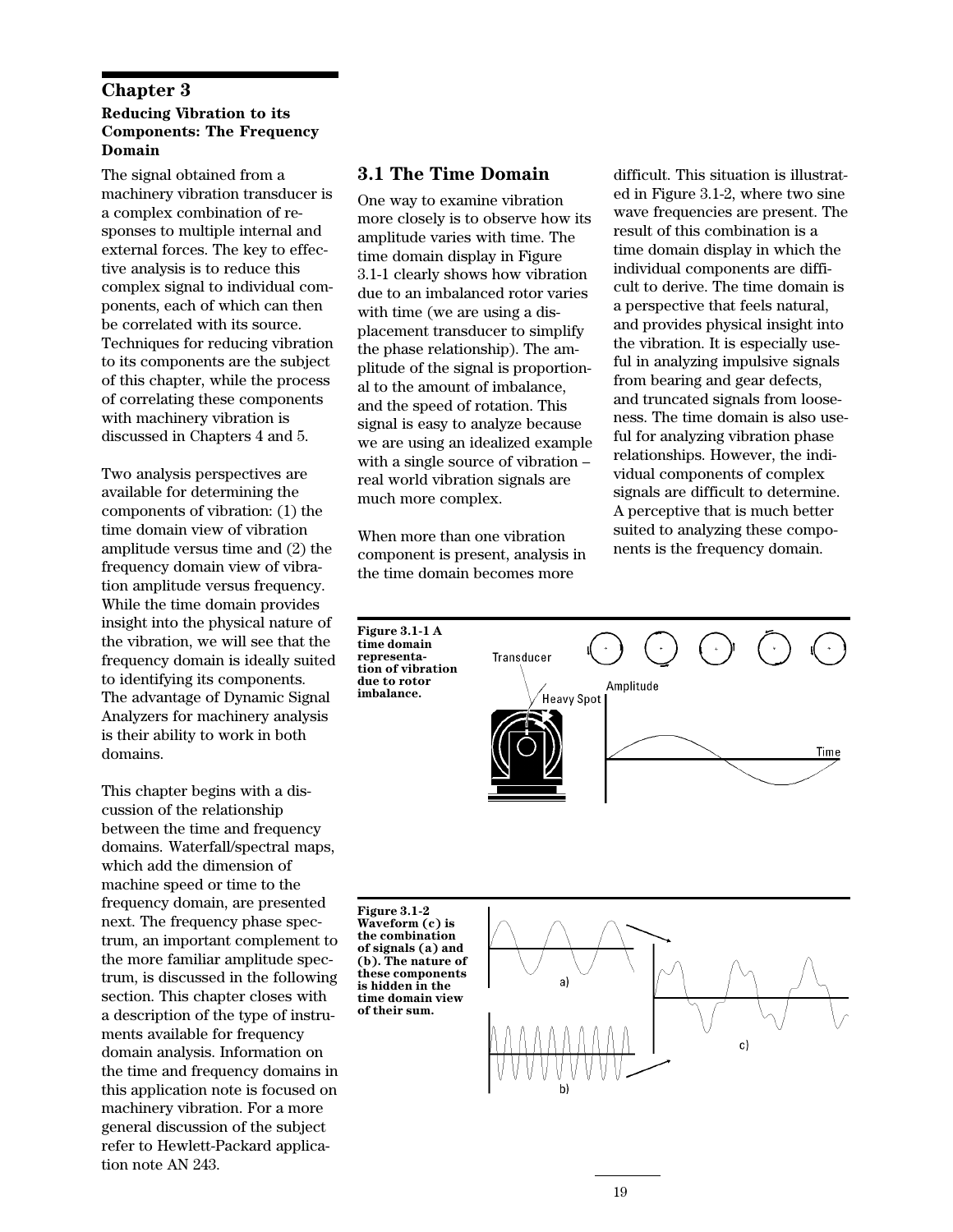# Chapter 3

## Reducing Vibration to its Components: The Frequency Domain

The signal obtained from a machinery vibration transducer is a complex combination of responses to multiple internal and external forces. The key to effective analysis is to reduce this complex signal to individual components, each of which can then be correlated with its source. Techniques for reducing vibration to its components are the subject of this chapter, while the process of correlating these components with machinery vibration is discussed in Chapters 4 and 5.

Two analysis perspectives are available for determining the components of vibration: (1) the time domain view of vibration amplitude versus time and (2) the frequency domain view of vibration amplitude versus frequency. While the time domain provides insight into the physical nature of the vibration, we will see that the frequency domain is ideally suited to identifying its components. The advantage of Dynamic Signal Analyzers for machinery analysis is their ability to work in both domains.

This chapter begins with a discussion of the relationship between the time and frequency domains. Waterfall/spectral maps, which add the dimension of machine speed or time to the frequency domain, are presented next. The frequency phase spectrum, an important complement to the more familiar amplitude spectrum, is discussed in the following section. This chapter closes with a description of the type of instruments available for frequency domain analysis. Information on the time and frequency domains in this application note is focused on machinery vibration. For a more general discussion of the subject refer to Hewlett-Packard application note AN 243.

## 3.1 The Time Domain

One way to examine vibration more closely is to observe how its amplitude varies with time. The time domain display in Figure 3.1-1 clearly shows how vibration due to an imbalanced rotor varies with time (we are using a displacement transducer to simplify the phase relationship). The amplitude of the signal is proportional to the amount of imbalance, and the speed of rotation. This signal is easy to analyze because we are using an idealized example with a single source of vibration – real world vibration signals are much more complex.

When more than one vibration component is present, analysis in the time domain becomes more difficult. This situation is illustrated in Figure 3.1-2, where two sine wave frequencies are present. The result of this combination is a time domain display in which the individual components are difficult to derive. The time domain is a perspective that feels natural, and provides physical insight into the vibration. It is especially useful in analyzing impulsive signals from bearing and gear defects, and truncated signals from looseness. The time domain is also useful for analyzing vibration phase relationships. However, the individual components of complex signals are difficult to determine. A perceptive that is much better suited to analyzing these components is the frequency domain.

**Figure 3.1-1 A time domain representation of vibration due to rotor imbalance.**

**Figure 3.1-2 Waveform (c) is the combination of signals (a) and (b). The nature of these components is hidden in the time domain view of their sum.**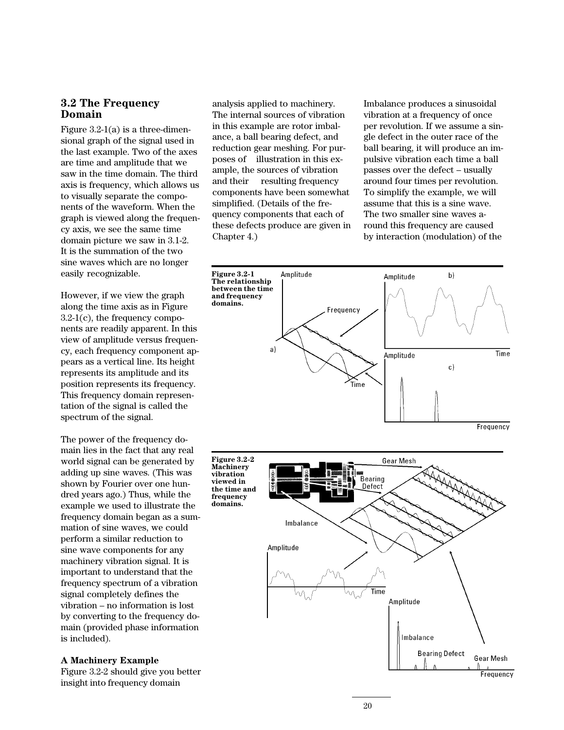## 3.2 The Frequency Domain

Figure 3.2-1(a) is a three-dimensional graph of the signal used in the last example. Two of the axes are time and amplitude that we saw in the time domain. The third axis is frequency, which allows us to visually separate the components of the waveform. When the graph is viewed along the frequency axis, we see the same time domain picture we saw in 3.1-2. It is the summation of the two sine waves which are no longer easily recognizable.

However, if we view the graph along the time axis as in Figure 3.2-1(c), the frequency components are readily apparent. In this view of amplitude versus frequency, each frequency component appears as a vertical line. Its height represents its amplitude and its position represents its frequency. This frequency domain representation of the signal is called the spectrum of the signal.

The power of the frequency domain lies in the fact that any real world signal can be generated by adding up sine waves. (This was shown by Fourier over one hundred years ago.) Thus, while the example we used to illustrate the frequency domain began as a summation of sine waves, we could perform a similar reduction to sine wave components for any machinery vibration signal. It is important to understand that the frequency spectrum of a vibration signal completely defines the vibration – no information is lost by converting to the frequency domain (provided phase information is included).

**A Machinery Example**

Figure 3.2-2 should give you better insight into frequency domain analysis applied to machinery. The internal sources of vibration in this example are rotor imbalance, a ball bearing defect, and reduction gear meshing. For purposes of illustration in this example, the sources of vibration and their resulting frequency components have been somewhat simplified. (Details of the frequency components that each of these defects produce are given in Chapter 4.)

Imbalance produces a sinusoidal vibration at a frequency of once per revolution. If we assume a single defect in the outer race of the ball bearing, it will produce an impulsive vibration each time a ball passes over the defect – usually around four times per revolution. To simplify the example, we will assume that this is a sine wave. The two smaller sine waves around this frequency are caused by interaction (modulation) of the

**Figure 3.2-1 The relationship between the time and frequency domains.**

**Figure 3.2-2 Machinery vibration viewed in the time and frequency domains.**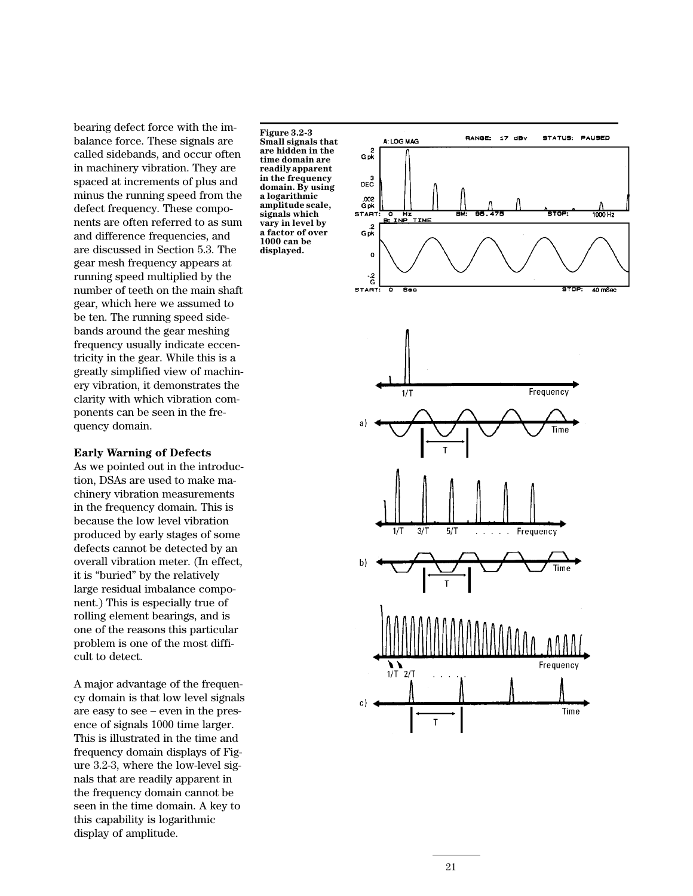bearing defect force with the imbalance force. These signals are called sidebands, and occur often in machinery vibration. They are spaced at increments of plus and minus the running speed from the defect frequency. These components are often referred to as sum and difference frequencies, and are discussed in Section 5.3. The gear mesh frequency appears at running speed multiplied by the number of teeth on the main shaft gear, which here we assumed to be ten. The running speed sidebands around the gear meshing frequency usually indicate eccentricity in the gear. While this is a greatly simplified view of machinery vibration, it demonstrates the clarity with which vibration components can be seen in the frequency domain.

**Early Warning of Defects**

As we pointed out in the introduction, DSAs are used to make machinery vibration measurements in the frequency domain. This is because the low level vibration produced by early stages of some defects cannot be detected by an overall vibration meter. (In effect, it is "buried" by the relatively large residual imbalance component.) This is especially true of rolling element bearings, and is one of the reasons this particular problem is one of the most difficult to detect.

A major advantage of the frequency domain is that low level signals are easy to see – even in the presence of signals 1000 time larger. This is illustrated in the time and frequency domain displays of Figure 3.2-3, where the low-level signals that are readily apparent in the frequency domain cannot be seen in the time domain. A key to this capability is logarithmic display of amplitude.

**Figure 3.2-3 Small signals that are hidden in the time domain are readily apparent in the frequency domain. By using a logarithmic amplitude scale, signals which vary in level by a factor of over 1000 can be displayed.**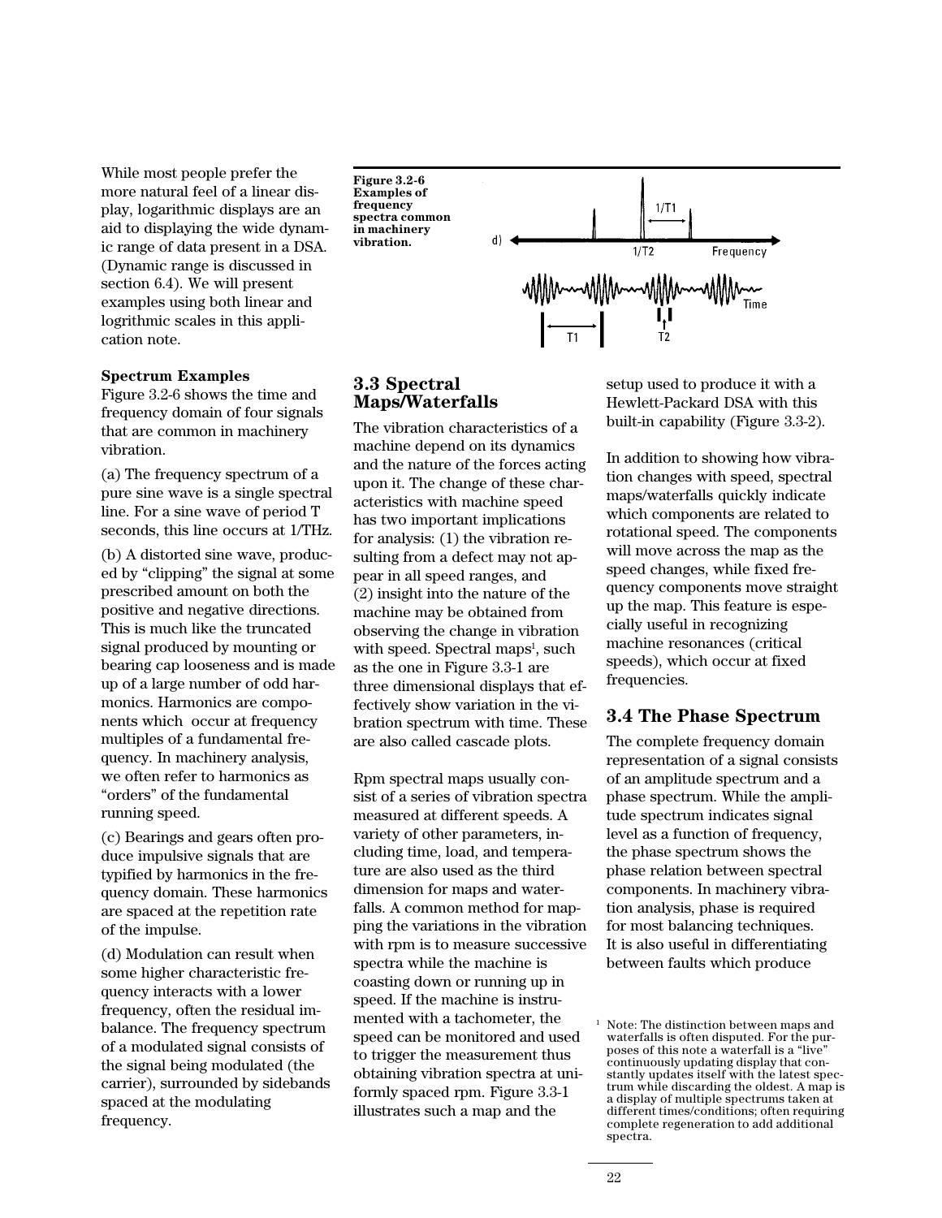While most people prefer the more natural feel of a linear display, logarithmic displays are an aid to displaying the wide dynamic range of data present in a DSA. (Dynamic range is discussed in section 6.4). We will present examples using both linear and logrithmic scales in this application note.

**Spectrum Examples**

Figure 3.2-6 shows the time and frequency domain of four signals that are common in machinery vibration.

(a) The frequency spectrum of a pure sine wave is a single spectral line. For a sine wave of period T seconds, this line occurs at 1/THz.

(b) A distorted sine wave, produced by "clipping" the signal at some prescribed amount on both the positive and negative directions. This is much like the truncated signal produced by mounting or bearing cap looseness and is made up of a large number of odd harmonics. Harmonics are components which occur at frequency multiples of a fundamental frequency. In machinery analysis, we often refer to harmonics as "orders" of the fundamental running speed.

(c) Bearings and gears often produce impulsive signals that are typified by harmonics in the frequency domain. These harmonics are spaced at the repetition rate of the impulse.

(d) Modulation can result when some higher characteristic frequency interacts with a lower frequency, often the residual imbalance. The frequency spectrum of a modulated signal consists of the signal being modulated (the carrier), surrounded by sidebands spaced at the modulating frequency.

**Figure 3.2-6 Examples of frequency spectra common in machinery vibration.**

## 3.3 Spectral Maps/Waterfalls

The vibration characteristics of a machine depend on its dynamics and the nature of the forces acting upon it. The change of these characteristics with machine speed has two important implications for analysis: (1) the vibration resulting from a defect may not appear in all speed ranges, and (2) insight into the nature of the machine may be obtained from observing the change in vibration with speed. Spectral maps[1], such as the one in Figure 3.3-1 are three dimensional displays that effectively show variation in the vibration spectrum with time. These are also called cascade plots.

Rpm spectral maps usually consist of a series of vibration spectra measured at different speeds. A variety of other parameters, including time, load, and temperature are also used as the third dimension for maps and waterfalls. A common method for mapping the variations in the vibration with rpm is to measure successive spectra while the machine is coasting down or running up in speed. If the machine is instrumented with a tachometer, the speed can be monitored and used to trigger the measurement thus obtaining vibration spectra at uniformly spaced rpm. Figure 3.3-1 illustrates such a map and the setup used to produce it with a Hewlett-Packard DSA with this built-in capability (Figure 3.3-2).

In addition to showing how vibration changes with speed, spectral maps/waterfalls quickly indicate which components are related to rotational speed. The components will move across the map as the speed changes, while fixed frequency components move straight up the map. This feature is especially useful in recognizing machine resonances (critical speeds), which occur at fixed frequencies.

## 3.4 The Phase Spectrum

The complete frequency domain representation of a signal consists of an amplitude spectrum and a phase spectrum. While the amplitude spectrum indicates signal level as a function of frequency, the phase spectrum shows the phase relation between spectral components. In machinery vibration analysis, phase is required for most balancing techniques. It is also useful in differentiating between faults which produce

[1] Note: The distinction between maps and waterfalls is often disputed. For the purposes of this note a waterfall is a "live" continuously updating display that constantly updates itself with the latest spectrum while discarding the oldest. A map is a display of multiple spectrums taken at different times/conditions; often requiring complete regeneration to add additional spectra.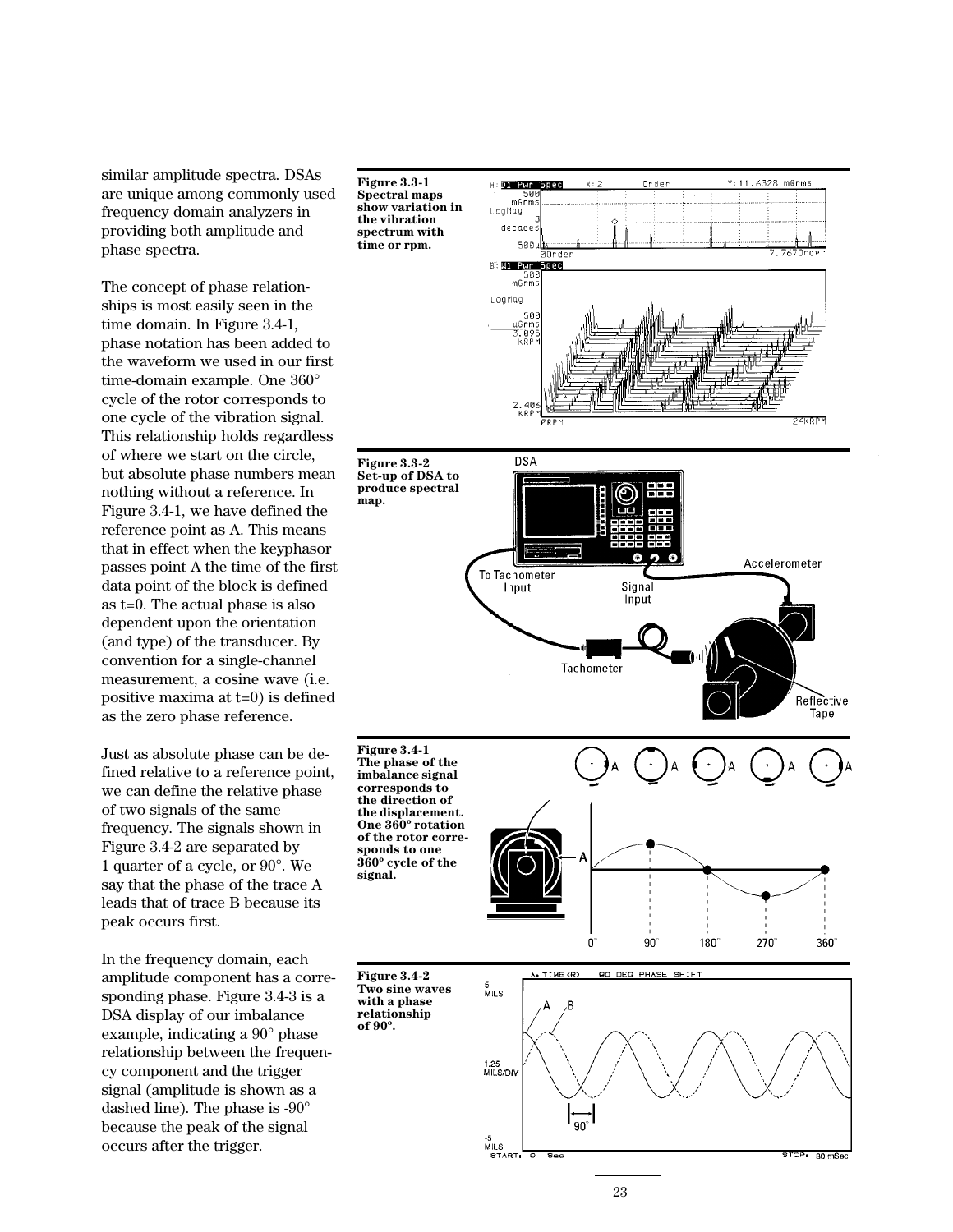similar amplitude spectra. DSAs are unique among commonly used frequency domain analyzers in providing both amplitude and phase spectra.

The concept of phase relationships is most easily seen in the time domain. In Figure 3.4-1, phase notation has been added to the waveform we used in our first time-domain example. One 360° cycle of the rotor corresponds to one cycle of the vibration signal. This relationship holds regardless of where we start on the circle, but absolute phase numbers mean nothing without a reference. In Figure 3.4-1, we have defined the reference point as A. This means that in effect when the keyphasor passes point A the time of the first data point of the block is defined as t=0. The actual phase is also dependent upon the orientation (and type) of the transducer. By convention for a single-channel measurement, a cosine wave (i.e. positive maxima at t=0) is defined as the zero phase reference.

Just as absolute phase can be defined relative to a reference point, we can define the relative phase of two signals of the same frequency. The signals shown in Figure 3.4-2 are separated by 1 quarter of a cycle, or 90°. We say that the phase of the trace A leads that of trace B because its peak occurs first.

In the frequency domain, each amplitude component has a corresponding phase. Figure 3.4-3 is a DSA display of our imbalance example, indicating a 90° phase relationship between the frequency component and the trigger signal (amplitude is shown as a dashed line). The phase is -90° because the peak of the signal occurs after the trigger.

**Figure 3.3-1**
**Spectral maps show variation in the vibration spectrum with time or rpm.**

**Figure 3.3-2**
**Set-up of DSA to produce spectral map.**

**Figure 3.4-1**
**The phase of the imbalance signal corresponds to the direction of the displacement. One 360º rotation of the rotor corresponds to one 360º cycle of the signal.**

**Figure 3.4-2**
**Two sine waves with a phase relationship of 90º.**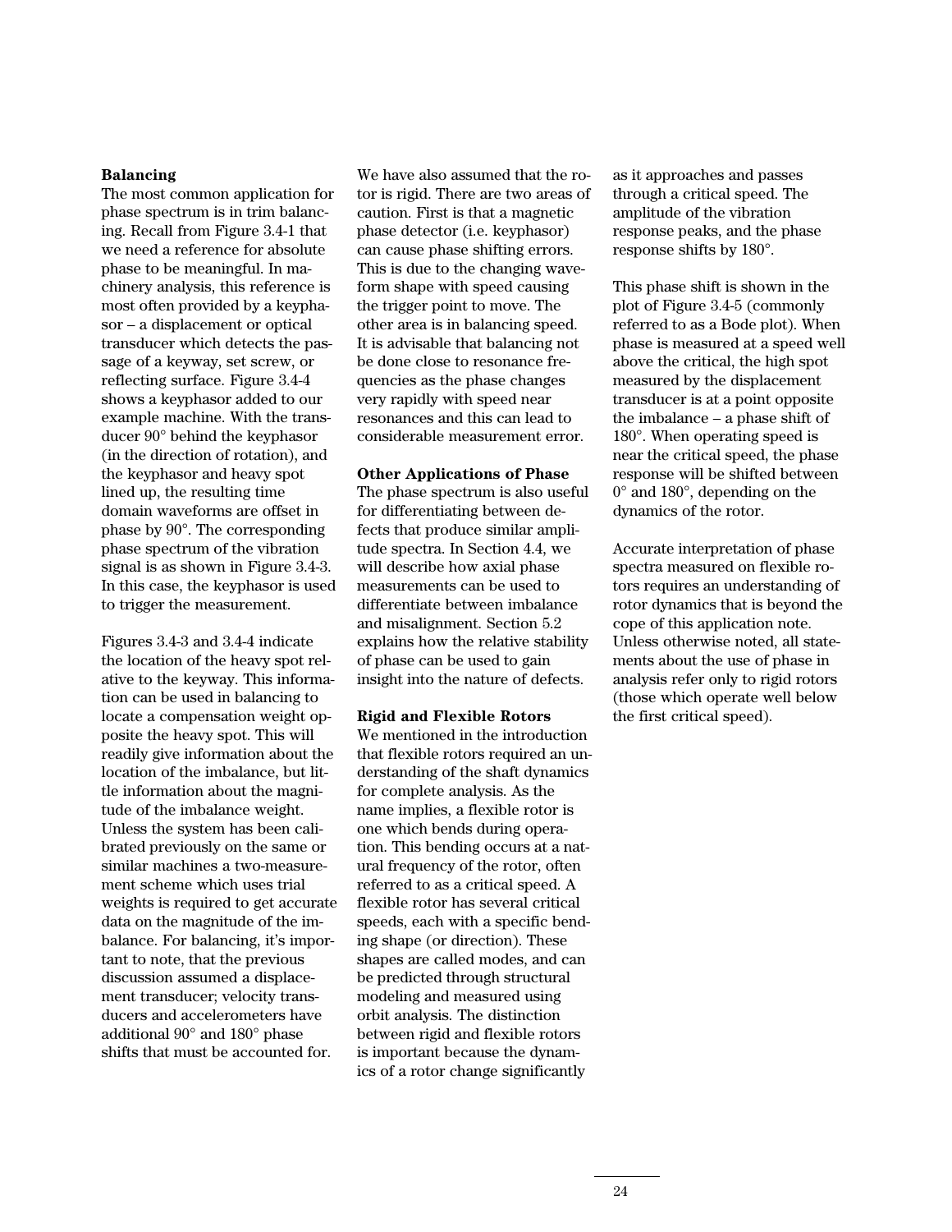**Balancing**

The most common application for phase spectrum is in trim balancing. Recall from Figure 3.4-1 that we need a reference for absolute phase to be meaningful. In machinery analysis, this reference is most often provided by a keyphasor – a displacement or optical transducer which detects the passage of a keyway, set screw, or reflecting surface. Figure 3.4-4 shows a keyphasor added to our example machine. With the transducer 90° behind the keyphasor (in the direction of rotation), and the keyphasor and heavy spot lined up, the resulting time domain waveforms are offset in phase by 90°. The corresponding phase spectrum of the vibration signal is as shown in Figure 3.4-3. In this case, the keyphasor is used to trigger the measurement.

Figures 3.4-3 and 3.4-4 indicate the location of the heavy spot relative to the keyway. This information can be used in balancing to locate a compensation weight opposite the heavy spot. This will readily give information about the location of the imbalance, but little information about the magnitude of the imbalance weight. Unless the system has been calibrated previously on the same or similar machines a two-measurement scheme which uses trial weights is required to get accurate data on the magnitude of the imbalance. For balancing, it's important to note, that the previous discussion assumed a displacement transducer; velocity transducers and accelerometers have additional 90° and 180° phase shifts that must be accounted for.

We have also assumed that the rotor is rigid. There are two areas of caution. First is that a magnetic phase detector (i.e. keyphasor) can cause phase shifting errors. This is due to the changing waveform shape with speed causing the trigger point to move. The other area is in balancing speed. It is advisable that balancing not be done close to resonance frequencies as the phase changes very rapidly with speed near resonances and this can lead to considerable measurement error.

**Other Applications of Phase**

The phase spectrum is also useful for differentiating between defects that produce similar amplitude spectra. In Section 4.4, we will describe how axial phase measurements can be used to differentiate between imbalance and misalignment. Section 5.2 explains how the relative stability of phase can be used to gain insight into the nature of defects.

**Rigid and Flexible Rotors**

We mentioned in the introduction that flexible rotors required an understanding of the shaft dynamics for complete analysis. As the name implies, a flexible rotor is one which bends during operation. This bending occurs at a natural frequency of the rotor, often referred to as a critical speed. A flexible rotor has several critical speeds, each with a specific bending shape (or direction). These shapes are called modes, and can be predicted through structural modeling and measured using orbit analysis. The distinction between rigid and flexible rotors is important because the dynamics of a rotor change significantly as it approaches and passes through a critical speed. The amplitude of the vibration response peaks, and the phase response shifts by 180°.

This phase shift is shown in the plot of Figure 3.4-5 (commonly referred to as a Bode plot). When phase is measured at a speed well above the critical, the high spot measured by the displacement transducer is at a point opposite the imbalance – a phase shift of 180°. When operating speed is near the critical speed, the phase response will be shifted between 0° and 180°, depending on the dynamics of the rotor.

Accurate interpretation of phase spectra measured on flexible rotors requires an understanding of rotor dynamics that is beyond the cope of this application note. Unless otherwise noted, all statements about the use of phase in analysis refer only to rigid rotors (those which operate well below the first critical speed).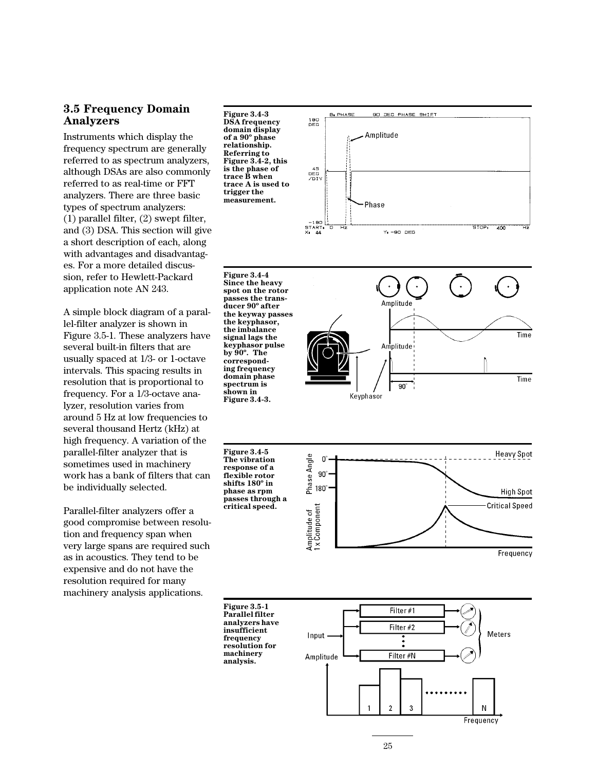## 3.5 Frequency Domain Analyzers

Instruments which display the frequency spectrum are generally referred to as spectrum analyzers, although DSAs are also commonly referred to as real-time or FFT analyzers. There are three basic types of spectrum analyzers: (1) parallel filter, (2) swept filter, and (3) DSA. This section will give a short description of each, along with advantages and disadvantages. For a more detailed discussion, refer to Hewlett-Packard application note AN 243.

A simple block diagram of a parallel-filter analyzer is shown in Figure 3.5-1. These analyzers have several built-in filters that are usually spaced at 1/3- or 1-octave intervals. This spacing results in resolution that is proportional to frequency. For a 1/3-octave analyzer, resolution varies from around 5 Hz at low frequencies to several thousand Hertz (kHz) at high frequency. A variation of the parallel-filter analyzer that is sometimes used in machinery work has a bank of filters that can be individually selected.

Parallel-filter analyzers offer a good compromise between resolution and frequency span when very large spans are required such as in acoustics. They tend to be expensive and do not have the resolution required for many machinery analysis applications.

**Figure 3.4-3 DSA frequency domain display of a 90° phase relationship. Referring to Figure 3.4-2, this is the phase of trace B when trace A is used to trigger the measurement.**

**Figure 3.4-4 Since the heavy spot on the rotor passes the transducer 90° after the keyway passes the keyphasor, the imbalance signal lags the keyphasor pulse by 90°. The corresponding frequency domain phase spectrum is shown in Figure 3.4-3.**

**Figure 3.4-5 The vibration response of a flexible rotor shifts 180° in phase as rpm passes through a critical speed.**

**Figure 3.5-1 Parallel filter analyzers have insufficient frequency resolution for machinery analysis.**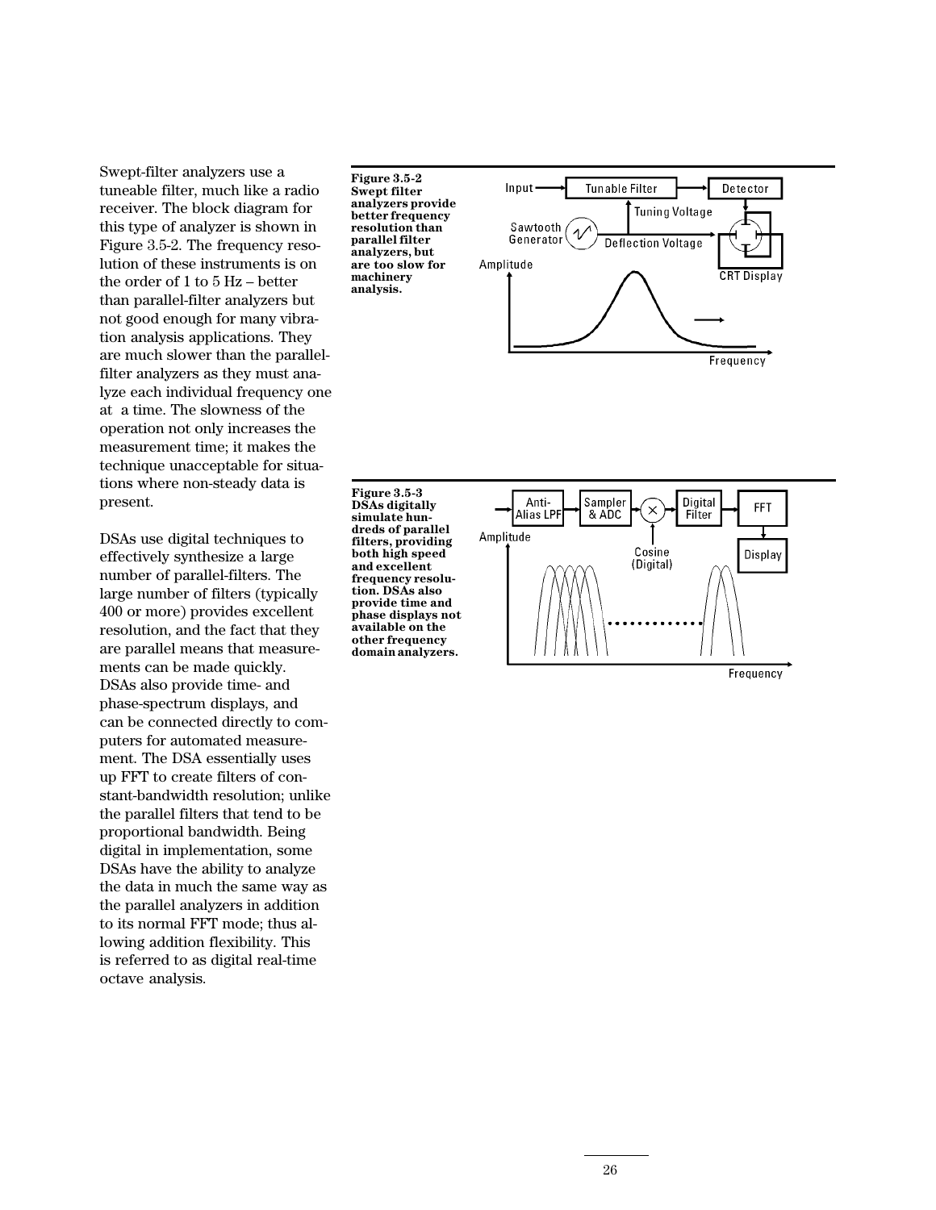Swept-filter analyzers use a tuneable filter, much like a radio receiver. The block diagram for this type of analyzer is shown in Figure 3.5-2. The frequency resolution of these instruments is on the order of 1 to 5 Hz – better than parallel-filter analyzers but not good enough for many vibration analysis applications. They are much slower than the parallel-filter analyzers as they must analyze each individual frequency one at a time. The slowness of the operation not only increases the measurement time; it makes the technique unacceptable for situations where non-steady data is present.

DSAs use digital techniques to effectively synthesize a large number of parallel-filters. The large number of filters (typically 400 or more) provides excellent resolution, and the fact that they are parallel means that measurements can be made quickly. DSAs also provide time- and phase-spectrum displays, and can be connected directly to computers for automated measurement. The DSA essentially uses up FFT to create filters of constant-bandwidth resolution; unlike the parallel filters that tend to be proportional bandwidth. Being digital in implementation, some DSAs have the ability to analyze the data in much the same way as the parallel analyzers in addition to its normal FFT mode; thus allowing addition flexibility. This is referred to as digital real-time octave analysis.

**Figure 3.5-2 Swept filter analyzers provide better frequency resolution than parallel filter analyzers, but are too slow for machinery analysis.**

**Figure 3.5-3 DSAs digitally simulate hundreds of parallel filters, providing both high speed and excellent frequency resolution. DSAs also provide time and phase displays not available on the other frequency domain analyzers.**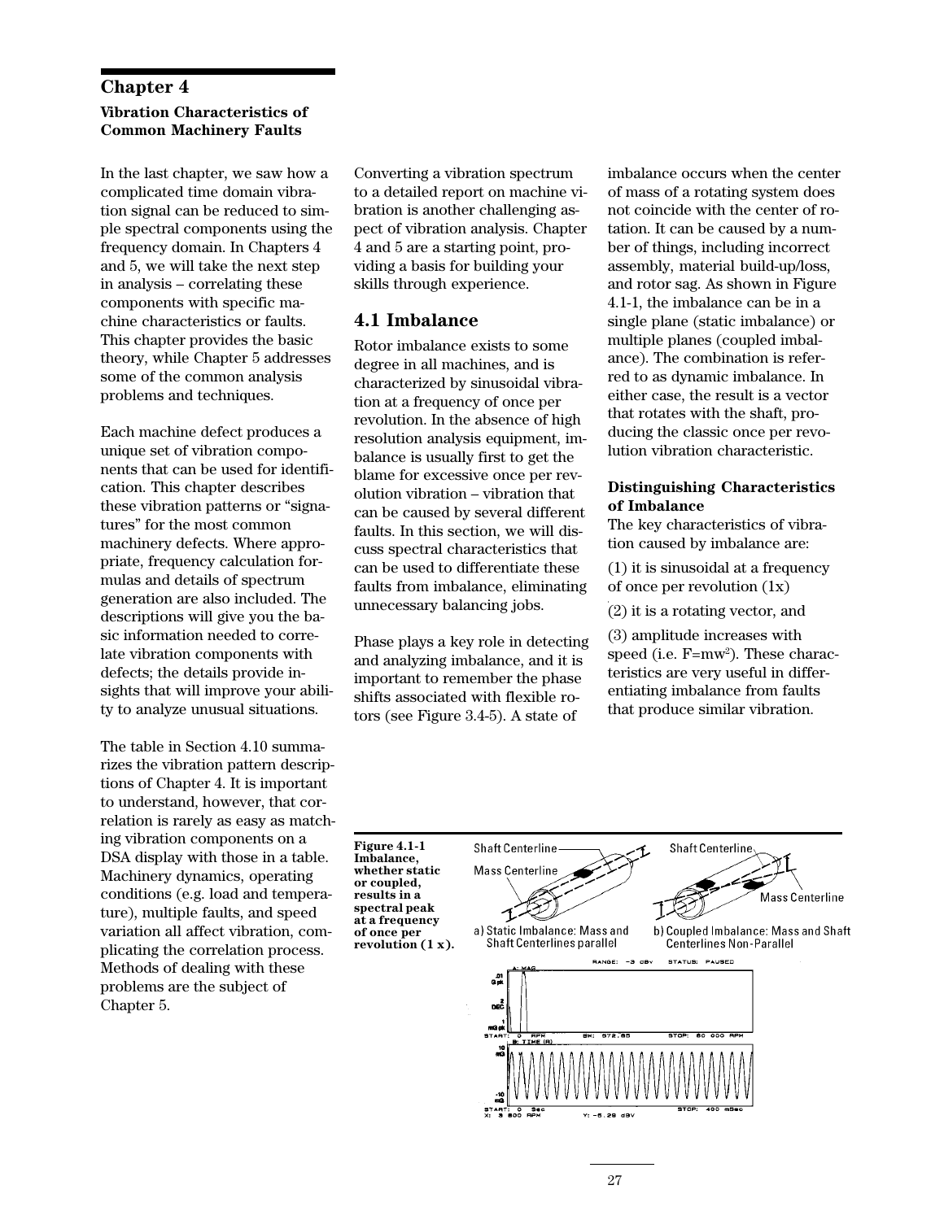# Chapter 4

**Vibration Characteristics of Common Machinery Faults**

In the last chapter, we saw how a complicated time domain vibration signal can be reduced to simple spectral components using the frequency domain. In Chapters 4 and 5, we will take the next step in analysis – correlating these components with specific machine characteristics or faults. This chapter provides the basic theory, while Chapter 5 addresses some of the common analysis problems and techniques.

Each machine defect produces a unique set of vibration components that can be used for identification. This chapter describes these vibration patterns or "signatures" for the most common machinery defects. Where appropriate, frequency calculation formulas and details of spectrum generation are also included. The descriptions will give you the basic information needed to correlate vibration components with defects; the details provide insights that will improve your ability to analyze unusual situations.

The table in Section 4.10 summarizes the vibration pattern descriptions of Chapter 4. It is important to understand, however, that correlation is rarely as easy as matching vibration components on a DSA display with those in a table. Machinery dynamics, operating conditions (e.g. load and temperature), multiple faults, and speed variation all affect vibration, complicating the correlation process. Methods of dealing with these problems are the subject of Chapter 5.

Converting a vibration spectrum to a detailed report on machine vibration is another challenging aspect of vibration analysis. Chapter 4 and 5 are a starting point, providing a basis for building your skills through experience.

## 4.1 Imbalance

Rotor imbalance exists to some degree in all machines, and is characterized by sinusoidal vibration at a frequency of once per revolution. In the absence of high resolution analysis equipment, imbalance is usually first to get the blame for excessive once per revolution vibration – vibration that can be caused by several different faults. In this section, we will discuss spectral characteristics that can be used to differentiate these faults from imbalance, eliminating unnecessary balancing jobs.

Phase plays a key role in detecting and analyzing imbalance, and it is important to remember the phase shifts associated with flexible rotors (see Figure 3.4-5). A state of imbalance occurs when the center of mass of a rotating system does not coincide with the center of rotation. It can be caused by a number of things, including incorrect assembly, material build-up/loss, and rotor sag. As shown in Figure 4.1-1, the imbalance can be in a single plane (static imbalance) or multiple planes (coupled imbalance). The combination is referred to as dynamic imbalance. In either case, the result is a vector that rotates with the shaft, producing the classic once per revolution vibration characteristic.

**Distinguishing Characteristics of Imbalance**

The key characteristics of vibration caused by imbalance are:

(1) it is sinusoidal at a frequency of once per revolution (1x)

(2) it is a rotating vector, and

(3) amplitude increases with speed (i.e. $F=m\omega^2$). These characteristics are very useful in differentiating imbalance from faults that produce similar vibration.

**Figure 4.1-1 Imbalance, whether static or coupled, results in a spectral peak at a frequency of once per revolution (1 x).**

a) Static Imbalance: Mass and Shaft Centerlines parallel

b) Coupled Imbalance: Mass and Shaft Centerlines Non-Parallel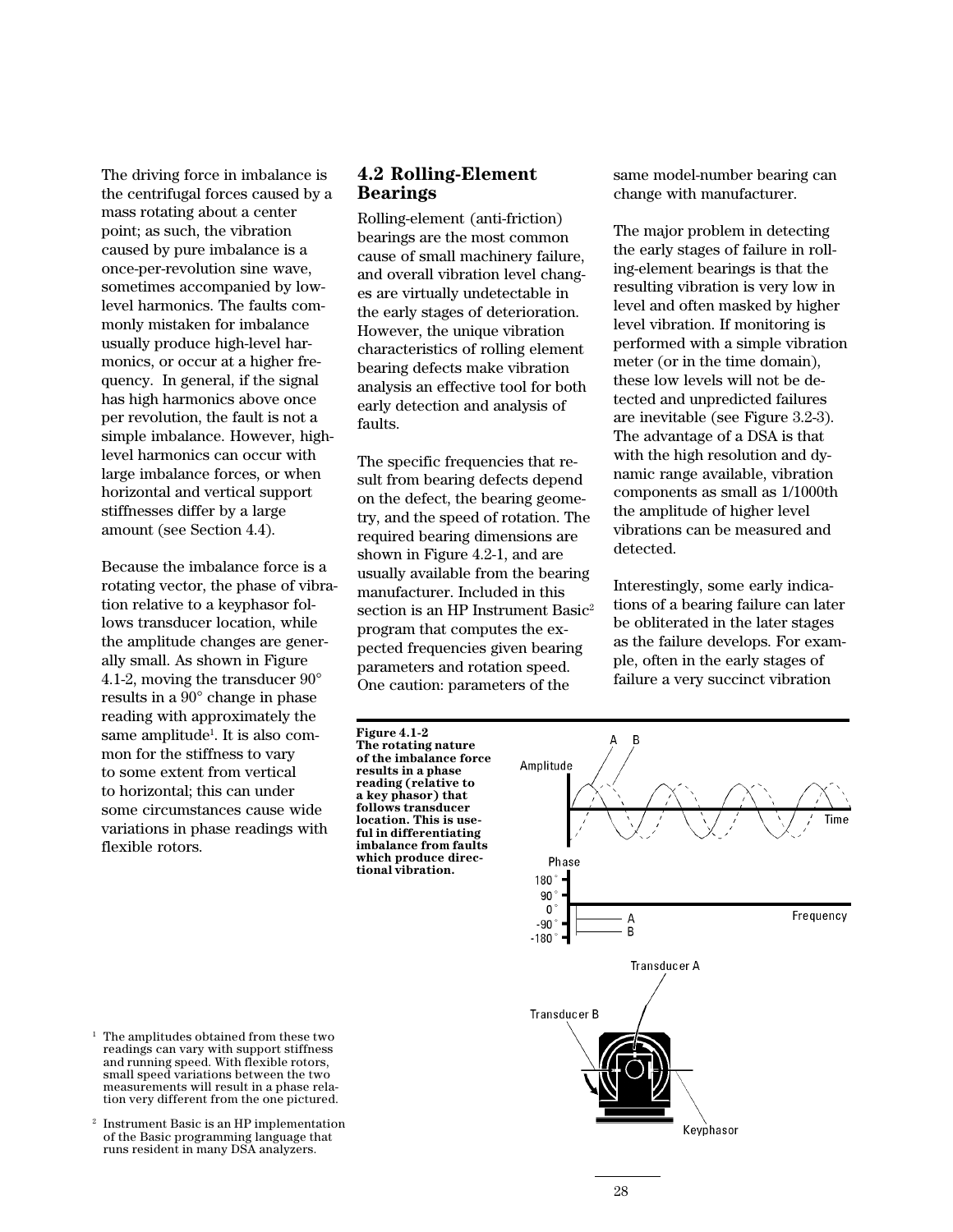The driving force in imbalance is the centrifugal forces caused by a mass rotating about a center point; as such, the vibration caused by pure imbalance is a once-per-revolution sine wave, sometimes accompanied by low-level harmonics. The faults commonly mistaken for imbalance usually produce high-level harmonics, or occur at a higher frequency. In general, if the signal has high harmonics above once per revolution, the fault is not a simple imbalance. However, high-level harmonics can occur with large imbalance forces, or when horizontal and vertical support stiffnesses differ by a large amount (see Section 4.4).

Because the imbalance force is a rotating vector, the phase of vibration relative to a keyphasor follows transducer location, while the amplitude changes are generally small. As shown in Figure 4.1-2, moving the transducer 90° results in a 90° change in phase reading with approximately the same amplitude[1]. It is also common for the stiffness to vary to some extent from vertical to horizontal; this can under some circumstances cause wide variations in phase readings with flexible rotors.

## 4.2 Rolling-Element Bearings

Rolling-element (anti-friction) bearings are the most common cause of small machinery failure, and overall vibration level changes are virtually undetectable in the early stages of deterioration. However, the unique vibration characteristics of rolling element bearing defects make vibration analysis an effective tool for both early detection and analysis of faults.

The specific frequencies that result from bearing defects depend on the defect, the bearing geometry, and the speed of rotation. The required bearing dimensions are shown in Figure 4.2-1, and are usually available from the bearing manufacturer. Included in this section is an HP Instrument Basic[2] program that computes the expected frequencies given bearing parameters and rotation speed. One caution: parameters of the same model-number bearing can change with manufacturer.

The major problem in detecting the early stages of failure in rolling-element bearings is that the resulting vibration is very low in level and often masked by higher level vibration. If monitoring is performed with a simple vibration meter (or in the time domain), these low levels will not be detected and unpredicted failures are inevitable (see Figure 3.2-3). The advantage of a DSA is that with the high resolution and dynamic range available, vibration components as small as 1/1000th the amplitude of higher level vibrations can be measured and detected.

Interestingly, some early indications of a bearing failure can later be obliterated in the later stages as the failure develops. For example, often in the early stages of failure a very succinct vibration

**Figure 4.1-2 The rotating nature of the imbalance force results in a phase reading (relative to a key phasor) that follows transducer location. This is useful in differentiating imbalance from faults which produce directional vibration.**

[1] The amplitudes obtained from these two readings can vary with support stiffness and running speed. With flexible rotors, small speed variations between the two measurements will result in a phase relation very different from the one pictured.

[2] Instrument Basic is an HP implementation of the Basic programming language that runs resident in many DSA analyzers.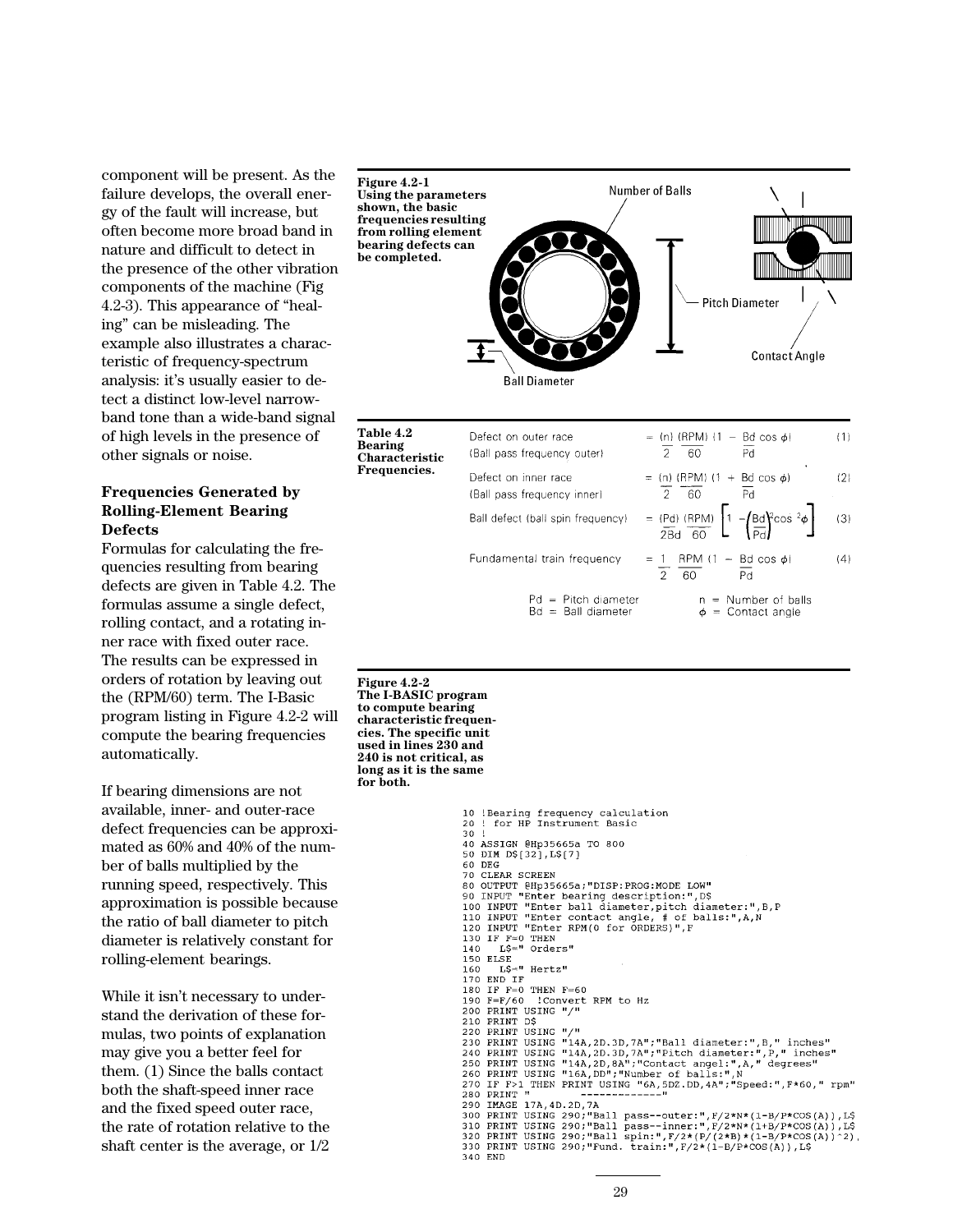component will be present. As the failure develops, the overall energy of the fault will increase, but often become more broad band in nature and difficult to detect in the presence of the other vibration components of the machine (Fig 4.2-3). This appearance of "healing" can be misleading. The example also illustrates a characteristic of frequency-spectrum analysis: it's usually easier to detect a distinct low-level narrow-band tone than a wide-band signal of high levels in the presence of other signals or noise.

### Frequencies Generated by Rolling-Element Bearing Defects

Formulas for calculating the frequencies resulting from bearing defects are given in Table 4.2. The formulas assume a single defect, rolling contact, and a rotating inner race with fixed outer race. The results can be expressed in orders of rotation by leaving out the (RPM/60) term. The I-Basic program listing in Figure 4.2-2 will compute the bearing frequencies automatically.

If bearing dimensions are not available, inner- and outer-race defect frequencies can be approximated as 60% and 40% of the number of balls multiplied by the running speed, respectively. This approximation is possible because the ratio of ball diameter to pitch diameter is relatively constant for rolling-element bearings.

While it isn't necessary to understand the derivation of these formulas, two points of explanation may give you a better feel for them. (1) Since the balls contact both the shaft-speed inner race and the fixed speed outer race, the rate of rotation relative to the shaft center is the average, or 1/2

**Figure 4.2-1**
**Using the parameters shown, the basic frequencies resulting from rolling element bearing defects can be completed.**

Number of Balls — Pitch Diameter — Contact Angle — Ball Diameter

**Table 4.2**
**Bearing Characteristic Frequencies.**

Defect on outer race (Ball pass frequency outer)

$$= \frac{(n)}{2}\frac{(RPM)}{60}\left(1 - \frac{Bd}{Pd}\cos\phi\right) \quad (1)$$

Defect on inner race (Ball pass frequency inner)

$$= \frac{(n)}{2}\frac{(RPM)}{60}\left(1 + \frac{Bd}{Pd}\cos\phi\right) \quad (2)$$

Ball defect (ball spin frequency)

$$= \frac{(Pd)}{2Bd}\frac{(RPM)}{60}\left[1 - \left(\frac{Bd}{Pd}\right)^2\cos^2\phi\right] \quad (3)$$

Fundamental train frequency

$$= \frac{1}{2}\frac{RPM}{60}\left(1 - \frac{Bd}{Pd}\cos\phi\right) \quad (4)$$

Pd = Pitch diameter
Bd = Ball diameter
n = Number of balls
$\phi$ = Contact angle

**Figure 4.2-2**
**The I-BASIC program to compute bearing characteristic frequencies. The specific unit used in lines 230 and 240 is not critical, as long as it is the same for both.**

```
10 !Bearing frequency calculation
20 ! for HP Instrument Basic
30 !
40 ASSIGN @Hp35665a TO 800
50 DIM D$[32],L$[7]
60 DEG
70 CLEAR SCREEN
80 OUTPUT @Hp35665a;"DISP:PROG:MODE LOW"
90 INPUT "Enter bearing description:",D$
100 INPUT "Enter ball diameter,pitch diameter:",B,P
110 INPUT "Enter contact angle, # of balls:",A,N
120 INPUT "Enter RPM(0 for ORDERS)",F
130 IF F=0 THEN
140    L$=" Orders"
150 ELSE
160    L$=" Hertz"
170 END IF
180 IF F=0 THEN F=60
190 F=F/60  !Convert RPM to Hz
200 PRINT USING "/"
210 PRINT D$
220 PRINT USING "/"
230 PRINT USING "14A,2D.3D,7A";"Ball diameter:",B," inches"
240 PRINT USING "14A,2D.3D,7A";"Pitch diameter:",P," inches"
250 PRINT USING "14A,2D,8A";"Contact angel:",A," degrees"
260 PRINT USING "16A,DD";"Number of balls:",N
270 IF F>1 THEN PRINT USING "6A,5DZ.DD,4A";"Speed:",F*60," rpm"
280 PRINT "          -------------"
290 IMAGE 17A,4D.2D,7A
300 PRINT USING 290;"Ball pass--outer:",F/2*N*(1-B/P*COS(A)),L$
310 PRINT USING 290;"Ball pass--inner:",F/2*N*(1+B/P*COS(A)),L$
320 PRINT USING 290;"Ball spin:",F/2*(P/(2*B)*(1-B/P*COS(A))^2),
330 PRINT USING 290;"Fund. train:",F/2*(1-B/P*COS(A)),L$
340 END
```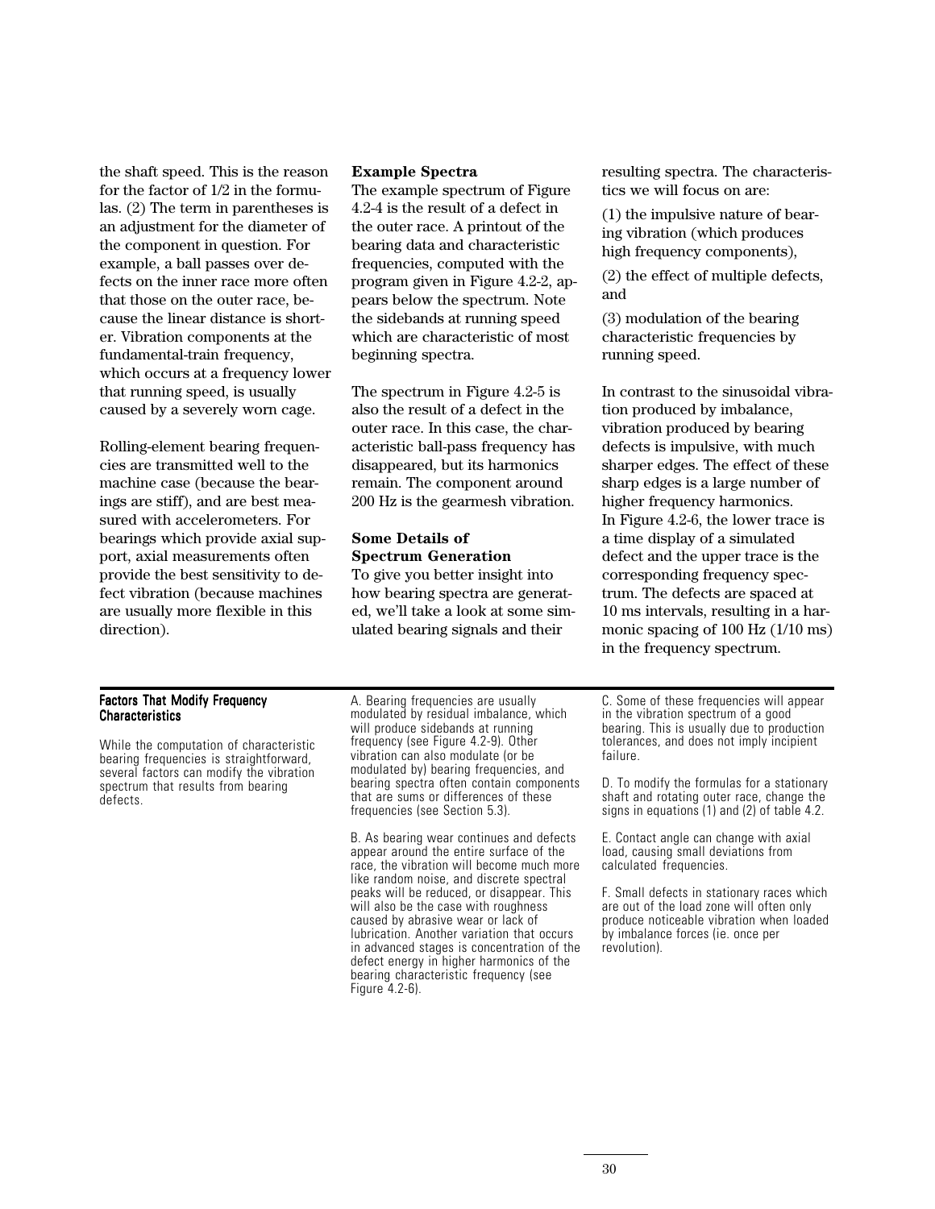the shaft speed. This is the reason for the factor of 1/2 in the formulas. (2) The term in parentheses is an adjustment for the diameter of the component in question. For example, a ball passes over defects on the inner race more often that those on the outer race, because the linear distance is shorter. Vibration components at the fundamental-train frequency, which occurs at a frequency lower that running speed, is usually caused by a severely worn cage.

Rolling-element bearing frequencies are transmitted well to the machine case (because the bearings are stiff), and are best measured with accelerometers. For bearings which provide axial support, axial measurements often provide the best sensitivity to defect vibration (because machines are usually more flexible in this direction).

**Example Spectra**

The example spectrum of Figure 4.2-4 is the result of a defect in the outer race. A printout of the bearing data and characteristic frequencies, computed with the program given in Figure 4.2-2, appears below the spectrum. Note the sidebands at running speed which are characteristic of most beginning spectra.

The spectrum in Figure 4.2-5 is also the result of a defect in the outer race. In this case, the characteristic ball-pass frequency has disappeared, but its harmonics remain. The component around 200 Hz is the gearmesh vibration.

**Some Details of Spectrum Generation**

To give you better insight into how bearing spectra are generated, we'll take a look at some simulated bearing signals and their resulting spectra. The characteristics we will focus on are:

(1) the impulsive nature of bearing vibration (which produces high frequency components),

(2) the effect of multiple defects, and

(3) modulation of the bearing characteristic frequencies by running speed.

In contrast to the sinusoidal vibration produced by imbalance, vibration produced by bearing defects is impulsive, with much sharper edges. The effect of these sharp edges is a large number of higher frequency harmonics. In Figure 4.2-6, the lower trace is a time display of a simulated defect and the upper trace is the corresponding frequency spectrum. The defects are spaced at 10 ms intervals, resulting in a harmonic spacing of 100 Hz (1/10 ms) in the frequency spectrum.

---

**Factors That Modify Frequency Characteristics**

While the computation of characteristic bearing frequencies is straightforward, several factors can modify the vibration spectrum that results from bearing defects.

A. Bearing frequencies are usually modulated by residual imbalance, which will produce sidebands at running frequency (see Figure 4.2-9). Other vibration can also modulate (or be modulated by) bearing frequencies, and bearing spectra often contain components that are sums or differences of these frequencies (see Section 5.3).

B. As bearing wear continues and defects appear around the entire surface of the race, the vibration will become much more like random noise, and discrete spectral peaks will be reduced, or disappear. This will also be the case with roughness caused by abrasive wear or lack of lubrication. Another variation that occurs in advanced stages is concentration of the defect energy in higher harmonics of the bearing characteristic frequency (see Figure 4.2-6).

C. Some of these frequencies will appear in the vibration spectrum of a good bearing. This is usually due to production tolerances, and does not imply incipient failure.

D. To modify the formulas for a stationary shaft and rotating outer race, change the signs in equations (1) and (2) of table 4.2.

E. Contact angle can change with axial load, causing small deviations from calculated frequencies.

F. Small defects in stationary races which are out of the load zone will often only produce noticeable vibration when loaded by imbalance forces (ie. once per revolution).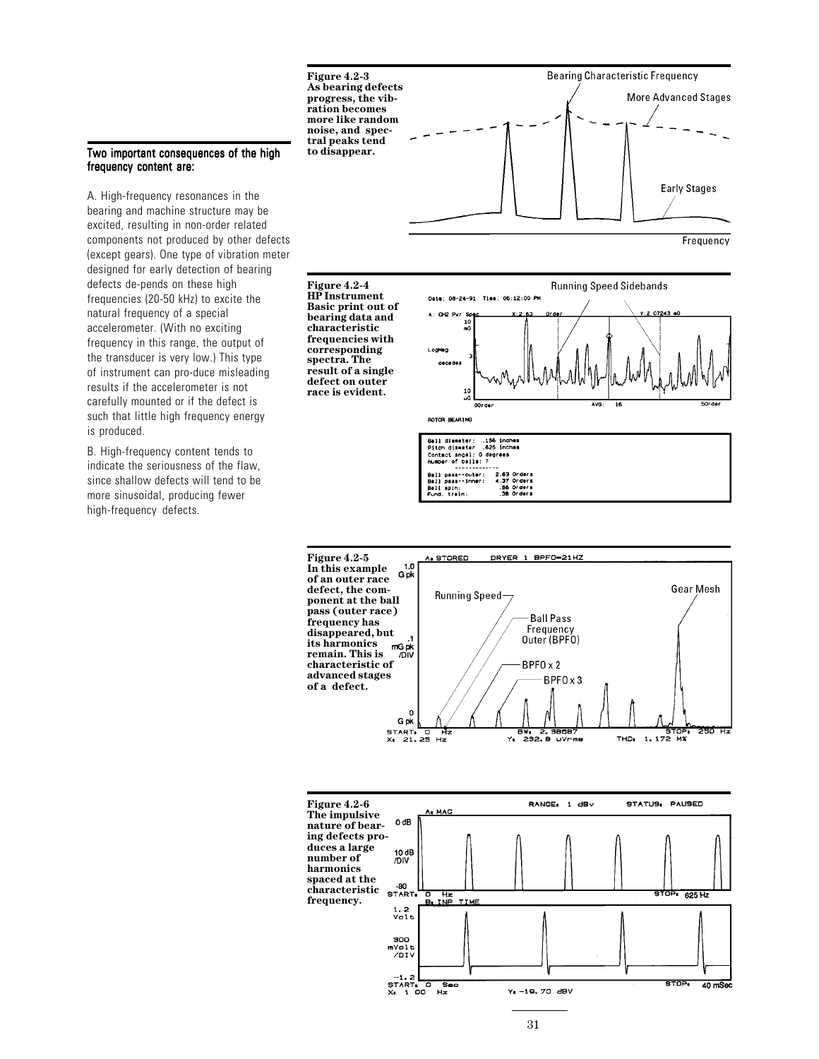## Two important consequences of the high frequency content are:

A. High-frequency resonances in the bearing and machine structure may be excited, resulting in non-order related components not produced by other defects (except gears). One type of vibration meter designed for early detection of bearing defects de-pends on these high frequencies (20-50 kHz) to excite the natural frequency of a special accelerometer. (With no exciting frequency in this range, the output of the transducer is very low.) This type of instrument can pro-duce misleading results if the accelerometer is not carefully mounted or if the defect is such that little high frequency energy is produced.

B. High-frequency content tends to indicate the seriousness of the flaw, since shallow defects will tend to be more sinusoidal, producing fewer high-frequency defects.

**Figure 4.2-3**
**As bearing defects progress, the vibration becomes more like random noise, and spectral peaks tend to disappear.**

**Figure 4.2-4**
**HP Instrument Basic print out of bearing data and characteristic frequencies with corresponding spectra. The result of a single defect on outer race is evident.**

**Figure 4.2-5**
**In this example of an outer race defect, the component at the ball pass (outer race) frequency has disappeared, but its harmonics remain. This is characteristic of advanced stages of a defect.**

**Figure 4.2-6**
**The impulsive nature of bearing defects produces a large number of harmonics spaced at the characteristic frequency.**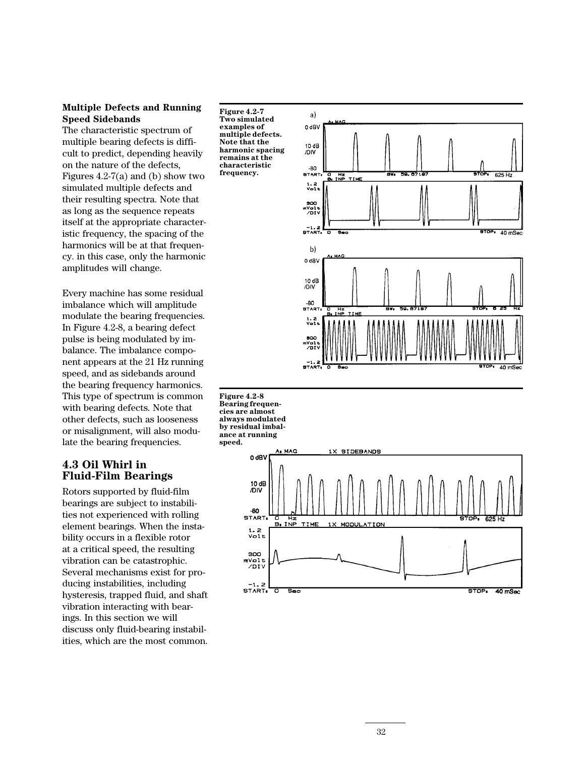**Multiple Defects and Running Speed Sidebands**

The characteristic spectrum of multiple bearing defects is difficult to predict, depending heavily on the nature of the defects, Figures 4.2-7(a) and (b) show two simulated multiple defects and their resulting spectra. Note that as long as the sequence repeats itself at the appropriate characteristic frequency, the spacing of the harmonics will be at that frequency. in this case, only the harmonic amplitudes will change.

Every machine has some residual imbalance which will amplitude modulate the bearing frequencies. In Figure 4.2-8, a bearing defect pulse is being modulated by imbalance. The imbalance component appears at the 21 Hz running speed, and as sidebands around the bearing frequency harmonics. This type of spectrum is common with bearing defects. Note that other defects, such as looseness or misalignment, will also modulate the bearing frequencies.

**Figure 4.2-7 Two simulated examples of multiple defects. Note that the harmonic spacing remains at the characteristic frequency.**

**Figure 4.2-8 Bearing frequencies are almost always modulated by residual imbalance at running speed.**

## 4.3 Oil Whirl in Fluid-Film Bearings

Rotors supported by fluid-film bearings are subject to instabilities not experienced with rolling element bearings. When the instability occurs in a flexible rotor at a critical speed, the resulting vibration can be catastrophic. Several mechanisms exist for producing instabilities, including hysteresis, trapped fluid, and shaft vibration interacting with bearings. In this section we will discuss only fluid-bearing instabilities, which are the most common.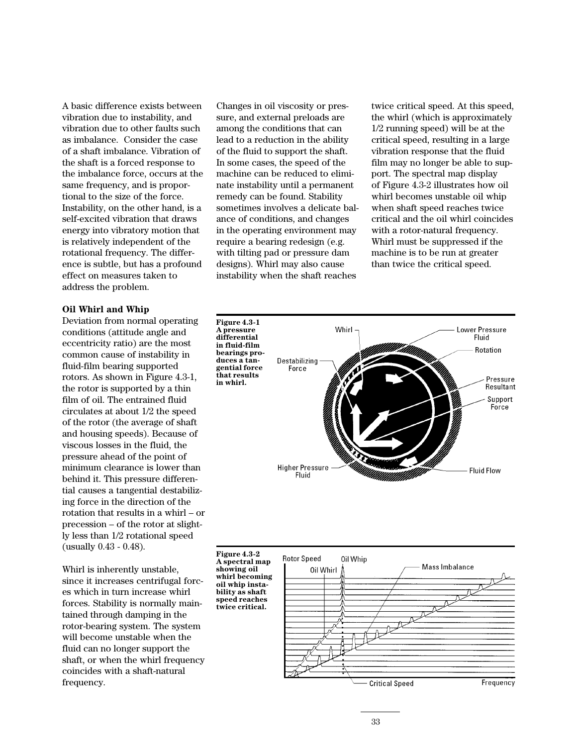A basic difference exists between vibration due to instability, and vibration due to other faults such as imbalance. Consider the case of a shaft imbalance. Vibration of the shaft is a forced response to the imbalance force, occurs at the same frequency, and is proportional to the size of the force. Instability, on the other hand, is a self-excited vibration that draws energy into vibratory motion that is relatively independent of the rotational frequency. The difference is subtle, but has a profound effect on measures taken to address the problem.

**Oil Whirl and Whip**

Deviation from normal operating conditions (attitude angle and eccentricity ratio) are the most common cause of instability in fluid-film bearing supported rotors. As shown in Figure 4.3-1, the rotor is supported by a thin film of oil. The entrained fluid circulates at about 1/2 the speed of the rotor (the average of shaft and housing speeds). Because of viscous losses in the fluid, the pressure ahead of the point of minimum clearance is lower than behind it. This pressure differential causes a tangential destabilizing force in the direction of the rotation that results in a whirl – or precession – of the rotor at slightly less than 1/2 rotational speed (usually 0.43 - 0.48).

Whirl is inherently unstable, since it increases centrifugal forces which in turn increase whirl forces. Stability is normally maintained through damping in the rotor-bearing system. The system will become unstable when the fluid can no longer support the shaft, or when the whirl frequency coincides with a shaft-natural frequency.

Changes in oil viscosity or pressure, and external preloads are among the conditions that can lead to a reduction in the ability of the fluid to support the shaft. In some cases, the speed of the machine can be reduced to eliminate instability until a permanent remedy can be found. Stability sometimes involves a delicate balance of conditions, and changes in the operating environment may require a bearing redesign (e.g. with tilting pad or pressure dam designs). Whirl may also cause instability when the shaft reaches twice critical speed. At this speed, the whirl (which is approximately 1/2 running speed) will be at the critical speed, resulting in a large vibration response that the fluid film may no longer be able to support. The spectral map display of Figure 4.3-2 illustrates how oil whirl becomes unstable oil whip when shaft speed reaches twice critical and the oil whirl coincides with a rotor-natural frequency. Whirl must be suppressed if the machine is to be run at greater than twice the critical speed.

**Figure 4.3-1 A pressure differential in fluid-film bearings produces a tangential force that results in whirl.**

**Figure 4.3-2 A spectral map showing oil whirl becoming oil whip instability as shaft speed reaches twice critical.**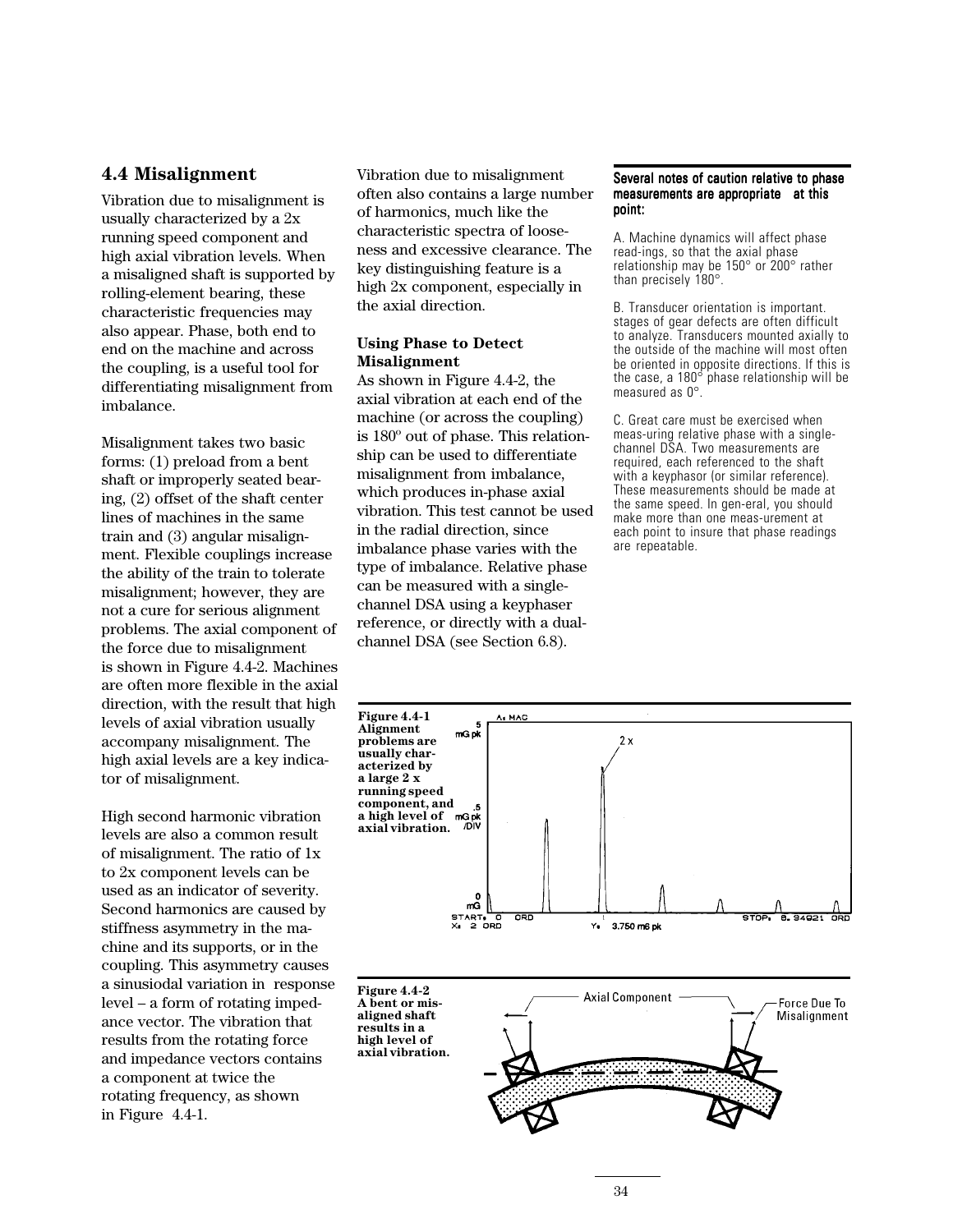## 4.4 Misalignment

Vibration due to misalignment is usually characterized by a 2x running speed component and high axial vibration levels. When a misaligned shaft is supported by rolling-element bearing, these characteristic frequencies may also appear. Phase, both end to end on the machine and across the coupling, is a useful tool for differentiating misalignment from imbalance.

Misalignment takes two basic forms: (1) preload from a bent shaft or improperly seated bearing, (2) offset of the shaft center lines of machines in the same train and (3) angular misalignment. Flexible couplings increase the ability of the train to tolerate misalignment; however, they are not a cure for serious alignment problems. The axial component of the force due to misalignment is shown in Figure 4.4-2. Machines are often more flexible in the axial direction, with the result that high levels of axial vibration usually accompany misalignment. The high axial levels are a key indicator of misalignment.

High second harmonic vibration levels are also a common result of misalignment. The ratio of 1x to 2x component levels can be used as an indicator of severity. Second harmonics are caused by stiffness asymmetry in the machine and its supports, or in the coupling. This asymmetry causes a sinusiodal variation in response level – a form of rotating impedance vector. The vibration that results from the rotating force and impedance vectors contains a component at twice the rotating frequency, as shown in Figure 4.4-1.

Vibration due to misalignment often also contains a large number of harmonics, much like the characteristic spectra of looseness and excessive clearance. The key distinguishing feature is a high 2x component, especially in the axial direction.

**Using Phase to Detect Misalignment**

As shown in Figure 4.4-2, the axial vibration at each end of the machine (or across the coupling) is 180º out of phase. This relationship can be used to differentiate misalignment from imbalance, which produces in-phase axial vibration. This test cannot be used in the radial direction, since imbalance phase varies with the type of imbalance. Relative phase can be measured with a single-channel DSA using a keyphaser reference, or directly with a dual-channel DSA (see Section 6.8).

**Several notes of caution relative to phase measurements are appropriate at this point:**

A. Machine dynamics will affect phase read-ings, so that the axial phase relationship may be 150° or 200° rather than precisely 180°.

B. Transducer orientation is important. stages of gear defects are often difficult to analyze. Transducers mounted axially to the outside of the machine will most often be oriented in opposite directions. If this is the case, a 180° phase relationship will be measured as 0°.

C. Great care must be exercised when meas-uring relative phase with a single-channel DSA. Two measurements are required, each referenced to the shaft with a keyphasor (or similar reference). These measurements should be made at the same speed. In gen-eral, you should make more than one meas-urement at each point to insure that phase readings are repeatable.

**Figure 4.4-1** Alignment problems are usually characterized by a large 2 x running speed component, and a high level of axial vibration.

**Figure 4.4-2** A bent or misaligned shaft results in a high level of axial vibration.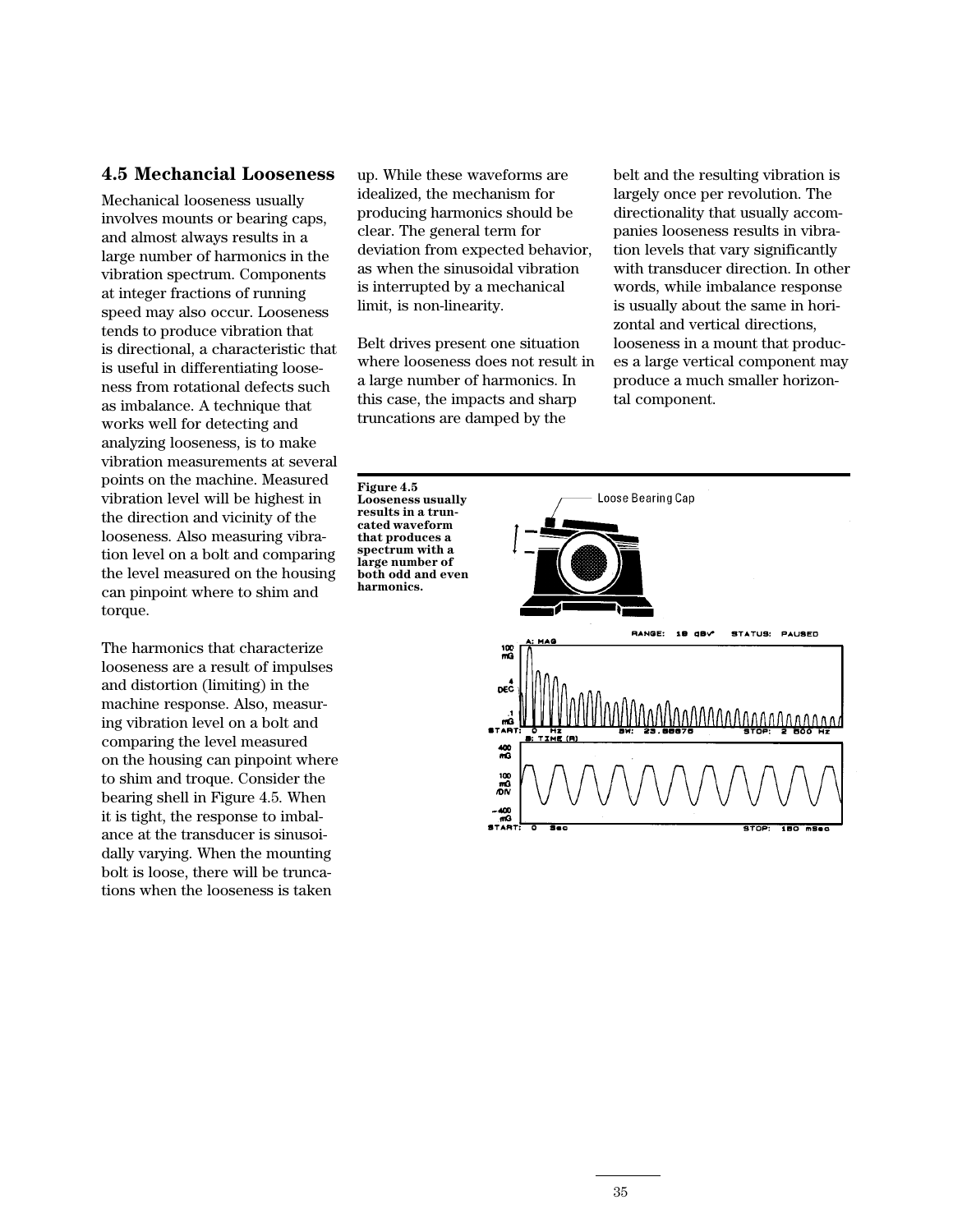## 4.5 Mechancial Looseness

Mechanical looseness usually involves mounts or bearing caps, and almost always results in a large number of harmonics in the vibration spectrum. Components at integer fractions of running speed may also occur. Looseness tends to produce vibration that is directional, a characteristic that is useful in differentiating looseness from rotational defects such as imbalance. A technique that works well for detecting and analyzing looseness, is to make vibration measurements at several points on the machine. Measured vibration level will be highest in the direction and vicinity of the looseness. Also measuring vibration level on a bolt and comparing the level measured on the housing can pinpoint where to shim and torque.

The harmonics that characterize looseness are a result of impulses and distortion (limiting) in the machine response. Also, measuring vibration level on a bolt and comparing the level measured on the housing can pinpoint where to shim and troque. Consider the bearing shell in Figure 4.5. When it is tight, the response to imbalance at the transducer is sinusoidally varying. When the mounting bolt is loose, there will be truncations when the looseness is taken up. While these waveforms are idealized, the mechanism for producing harmonics should be clear. The general term for deviation from expected behavior, as when the sinusoidal vibration is interrupted by a mechanical limit, is non-linearity.

Belt drives present one situation where looseness does not result in a large number of harmonics. In this case, the impacts and sharp truncations are damped by the belt and the resulting vibration is largely once per revolution. The directionality that usually accompanies looseness results in vibration levels that vary significantly with transducer direction. In other words, while imbalance response is usually about the same in horizontal and vertical directions, looseness in a mount that produces a large vertical component may produce a much smaller horizontal component.

**Figure 4.5 Looseness usually results in a truncated waveform that produces a spectrum with a large number of both odd and even harmonics.**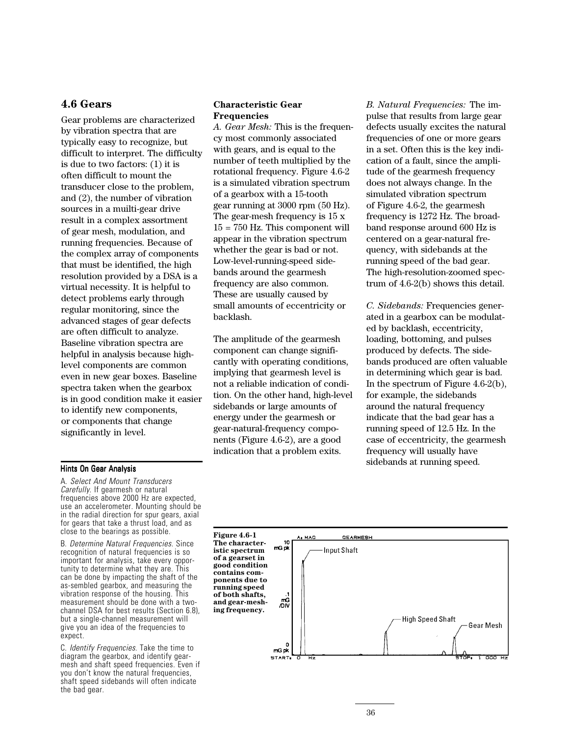## 4.6 Gears

Gear problems are characterized by vibration spectra that are typically easy to recognize, but difficult to interpret. The difficulty is due to two factors: (1) it is often difficult to mount the transducer close to the problem, and (2), the number of vibration sources in a muilti-gear drive result in a complex assortment of gear mesh, modulation, and running frequencies. Because of the complex array of components that must be identified, the high resolution provided by a DSA is a virtual necessity. It is helpful to detect problems early through regular monitoring, since the advanced stages of gear defects are often difficult to analyze. Baseline vibration spectra are helpful in analysis because high-level components are common even in new gear boxes. Baseline spectra taken when the gearbox is in good condition make it easier to identify new components, or components that change significantly in level.

#### Hints On Gear Analysis

A. *Select And Mount Transducers Carefully.* If gearmesh or natural frequencies above 2000 Hz are expected, use an accelerometer. Mounting should be in the radial direction for spur gears, axial for gears that take a thrust load, and as close to the bearings as possible.

B. *Determine Natural Frequencies.* Since recognition of natural frequencies is so important for analysis, take every opportunity to determine what they are. This can be done by impacting the shaft of the as-sembled gearbox, and measuring the vibration response of the housing. This measurement should be done with a two-channel DSA for best results (Section 6.8), but a single-channel measurement will give you an idea of the frequencies to expect.

C. *Identify Frequencies.* Take the time to diagram the gearbox, and identify gear-mesh and shaft speed frequencies. Even if you don't know the natural frequencies, shaft speed sidebands will often indicate the bad gear.

### Characteristic Gear Frequencies

*A. Gear Mesh:* This is the frequency most commonly associated with gears, and is equal to the number of teeth multiplied by the rotational frequency. Figure 4.6-2 is a simulated vibration spectrum of a gearbox with a 15-tooth gear running at 3000 rpm (50 Hz). The gear-mesh frequency is 15 x 15 = 750 Hz. This component will appear in the vibration spectrum whether the gear is bad or not. Low-level-running-speed sidebands around the gearmesh frequency are also common. These are usually caused by small amounts of eccentricity or backlash.

The amplitude of the gearmesh component can change significantly with operating conditions, implying that gearmesh level is not a reliable indication of condition. On the other hand, high-level sidebands or large amounts of energy under the gearmesh or gear-natural-frequency components (Figure 4.6-2), are a good indication that a problem exits.

*B. Natural Frequencies:* The impulse that results from large gear defects usually excites the natural frequencies of one or more gears in a set. Often this is the key indication of a fault, since the amplitude of the gearmesh frequency does not always change. In the simulated vibration spectrum of Figure 4.6-2, the gearmesh frequency is 1272 Hz. The broadband response around 600 Hz is centered on a gear-natural frequency, with sidebands at the running speed of the bad gear. The high-resolution-zoomed spectrum of 4.6-2(b) shows this detail.

*C. Sidebands:* Frequencies generated in a gearbox can be modulated by backlash, eccentricity, loading, bottoming, and pulses produced by defects. The sidebands produced are often valuable in determining which gear is bad. In the spectrum of Figure 4.6-2(b), for example, the sidebands around the natural frequency indicate that the bad gear has a running speed of 12.5 Hz. In the case of eccentricity, the gearmesh frequency will usually have sidebands at running speed.

**Figure 4.6-1 The characteristic spectrum of a gearset in good condition contains components due to running speed of both shafts, and gear-meshing frequency.**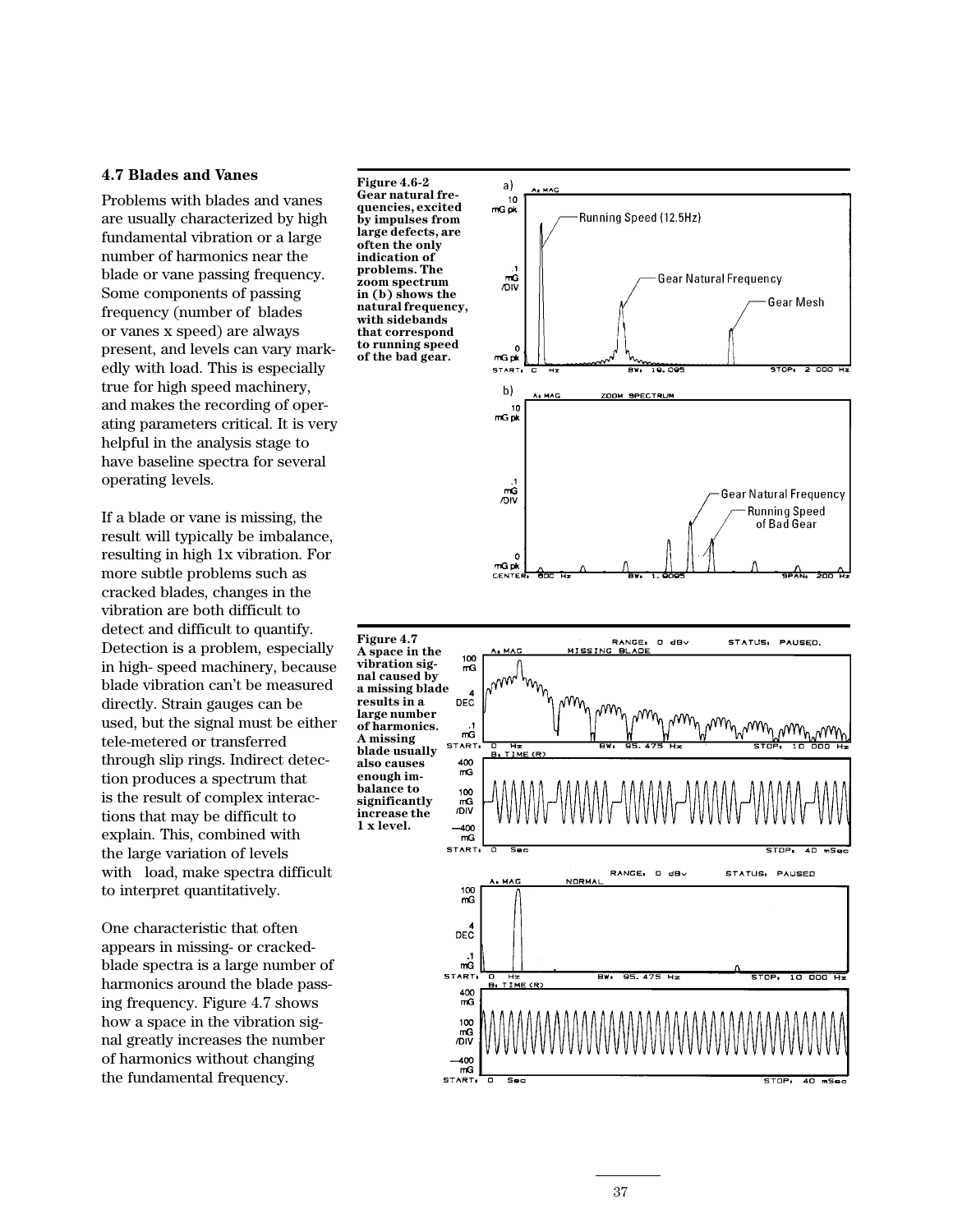## 4.7 Blades and Vanes

Problems with blades and vanes are usually characterized by high fundamental vibration or a large number of harmonics near the blade or vane passing frequency. Some components of passing frequency (number of blades or vanes x speed) are always present, and levels can vary markedly with load. This is especially true for high speed machinery, and makes the recording of operating parameters critical. It is very helpful in the analysis stage to have baseline spectra for several operating levels.

If a blade or vane is missing, the result will typically be imbalance, resulting in high 1x vibration. For more subtle problems such as cracked blades, changes in the vibration are both difficult to detect and difficult to quantify. Detection is a problem, especially in high- speed machinery, because blade vibration can't be measured directly. Strain gauges can be used, but the signal must be either tele-metered or transferred through slip rings. Indirect detection produces a spectrum that is the result of complex interactions that may be difficult to explain. This, combined with the large variation of levels with load, make spectra difficult to interpret quantitatively.

One characteristic that often appears in missing- or cracked-blade spectra is a large number of harmonics around the blade passing frequency. Figure 4.7 shows how a space in the vibration signal greatly increases the number of harmonics without changing the fundamental frequency.

**Figure 4.6-2 Gear natural frequencies, excited by impulses from large defects, are often the only indication of problems. The zoom spectrum in (b) shows the natural frequency, with sidebands that correspond to running speed of the bad gear.**

**Figure 4.7 A space in the vibration signal caused by a missing blade results in a large number of harmonics. A missing blade usually also causes enough imbalance to significantly increase the 1 x level.**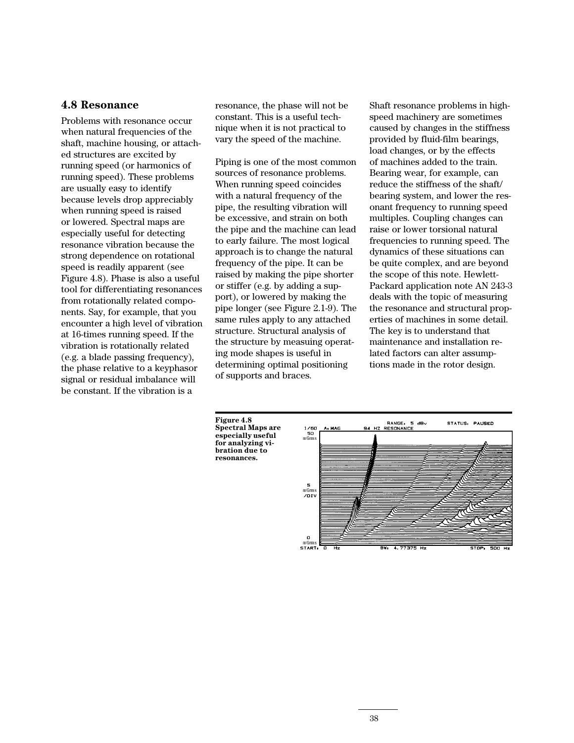## 4.8 Resonance

Problems with resonance occur when natural frequencies of the shaft, machine housing, or attached structures are excited by running speed (or harmonics of running speed). These problems are usually easy to identify because levels drop appreciably when running speed is raised or lowered. Spectral maps are especially useful for detecting resonance vibration because the strong dependence on rotational speed is readily apparent (see Figure 4.8). Phase is also a useful tool for differentiating resonances from rotationally related components. Say, for example, that you encounter a high level of vibration at 16-times running speed. If the vibration is rotationally related (e.g. a blade passing frequency), the phase relative to a keyphasor signal or residual imbalance will be constant. If the vibration is a resonance, the phase will not be constant. This is a useful technique when it is not practical to vary the speed of the machine.

Piping is one of the most common sources of resonance problems. When running speed coincides with a natural frequency of the pipe, the resulting vibration will be excessive, and strain on both the pipe and the machine can lead to early failure. The most logical approach is to change the natural frequency of the pipe. It can be raised by making the pipe shorter or stiffer (e.g. by adding a support), or lowered by making the pipe longer (see Figure 2.1-9). The same rules apply to any attached structure. Structural analysis of the structure by measuing operating mode shapes is useful in determining optimal positioning of supports and braces.

Shaft resonance problems in high-speed machinery are sometimes caused by changes in the stiffness provided by fluid-film bearings, load changes, or by the effects of machines added to the train. Bearing wear, for example, can reduce the stiffness of the shaft/bearing system, and lower the resonant frequency to running speed multiples. Coupling changes can raise or lower torsional natural frequencies to running speed. The dynamics of these situations can be quite complex, and are beyond the scope of this note. Hewlett-Packard application note AN 243-3 deals with the topic of measuring the resonance and structural properties of machines in some detail. The key is to understand that maintenance and installation related factors can alter assumptions made in the rotor design.

**Figure 4.8 Spectral Maps are especially useful for analyzing vibration due to resonances.**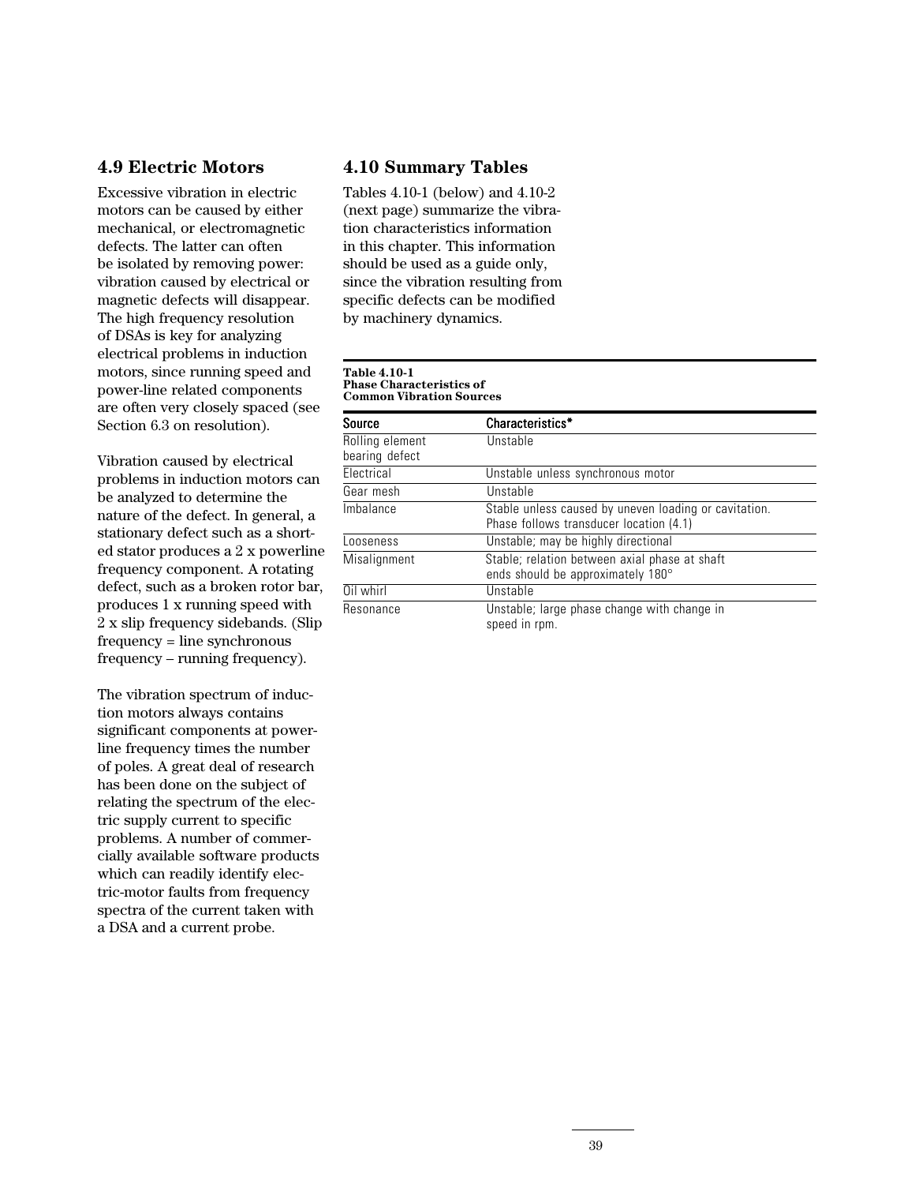## 4.9 Electric Motors

Excessive vibration in electric motors can be caused by either mechanical, or electromagnetic defects. The latter can often be isolated by removing power: vibration caused by electrical or magnetic defects will disappear. The high frequency resolution of DSAs is key for analyzing electrical problems in induction motors, since running speed and power-line related components are often very closely spaced (see Section 6.3 on resolution).

Vibration caused by electrical problems in induction motors can be analyzed to determine the nature of the defect. In general, a stationary defect such as a shorted stator produces a 2 x powerline frequency component. A rotating defect, such as a broken rotor bar, produces 1 x running speed with 2 x slip frequency sidebands. (Slip frequency = line synchronous frequency – running frequency).

The vibration spectrum of induction motors always contains significant components at powerline frequency times the number of poles. A great deal of research has been done on the subject of relating the spectrum of the electric supply current to specific problems. A number of commercially available software products which can readily identify electric-motor faults from frequency spectra of the current taken with a DSA and a current probe.

## 4.10 Summary Tables

Tables 4.10-1 (below) and 4.10-2 (next page) summarize the vibration characteristics information in this chapter. This information should be used as a guide only, since the vibration resulting from specific defects can be modified by machinery dynamics.

**Table 4.10-1**
**Phase Characteristics of Common Vibration Sources**

| Source | Characteristics* |
|---|---|
| Rolling element bearing defect | Unstable |
| Electrical | Unstable unless synchronous motor |
| Gear mesh | Unstable |
| Imbalance | Stable unless caused by uneven loading or cavitation. Phase follows transducer location (4.1) |
| Looseness | Unstable; may be highly directional |
| Misalignment | Stable; relation between axial phase at shaft ends should be approximately 180° |
| Oil whirl | Unstable |
| Resonance | Unstable; large phase change with change in speed in rpm. |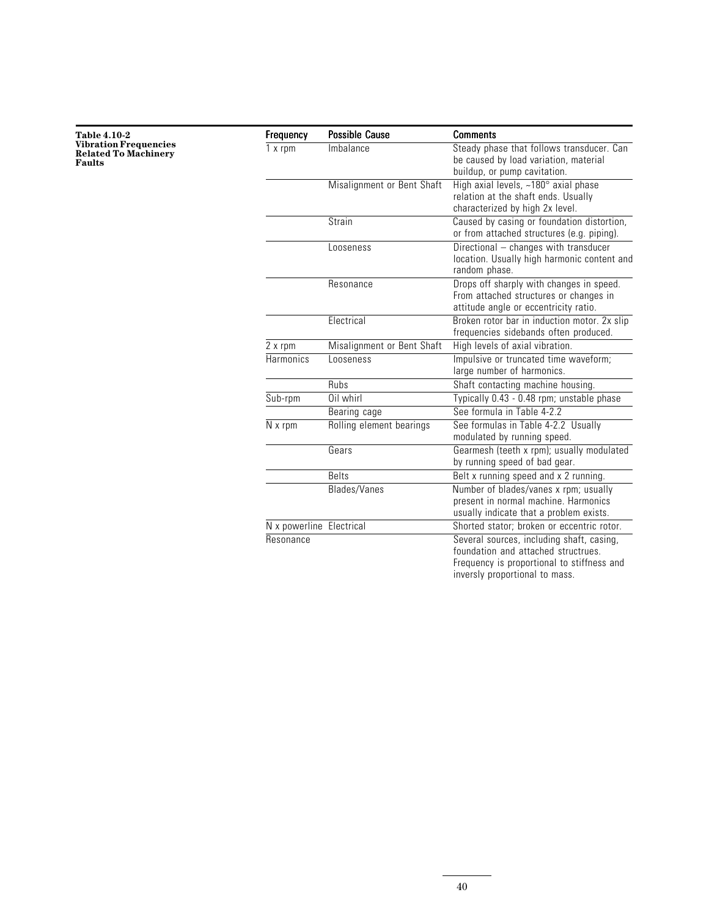**Table 4.10-2 Vibration Frequencies Related To Machinery Faults**

| Frequency | Possible Cause | Comments |
|---|---|---|
| 1 x rpm | Imbalance | Steady phase that follows transducer. Can be caused by load variation, material buildup, or pump cavitation. |
| | Misalignment or Bent Shaft | High axial levels, ~180° axial phase relation at the shaft ends. Usually characterized by high 2x level. |
| | Strain | Caused by casing or foundation distortion, or from attached structures (e.g. piping). |
| | Looseness | Directional – changes with transducer location. Usually high harmonic content and random phase. |
| | Resonance | Drops off sharply with changes in speed. From attached structures or changes in attitude angle or eccentricity ratio. |
| | Electrical | Broken rotor bar in induction motor. 2x slip frequencies sidebands often produced. |
| 2 x rpm | Misalignment or Bent Shaft | High levels of axial vibration. |
| Harmonics | Looseness | Impulsive or truncated time waveform; large number of harmonics. |
| | Rubs | Shaft contacting machine housing. |
| Sub-rpm | Oil whirl | Typically 0.43 - 0.48 rpm; unstable phase |
| | Bearing cage | See formula in Table 4-2.2 |
| N x rpm | Rolling element bearings | See formulas in Table 4-2.2 Usually modulated by running speed. |
| | Gears | Gearmesh (teeth x rpm); usually modulated by running speed of bad gear. |
| | Belts | Belt x running speed and x 2 running. |
| | Blades/Vanes | Number of blades/vanes x rpm; usually present in normal machine. Harmonics usually indicate that a problem exists. |
| N x powerline | Electrical | Shorted stator; broken or eccentric rotor. |
| Resonance | | Several sources, including shaft, casing, foundation and attached structrues. Frequency is proportional to stiffness and inversly proportional to mass. |